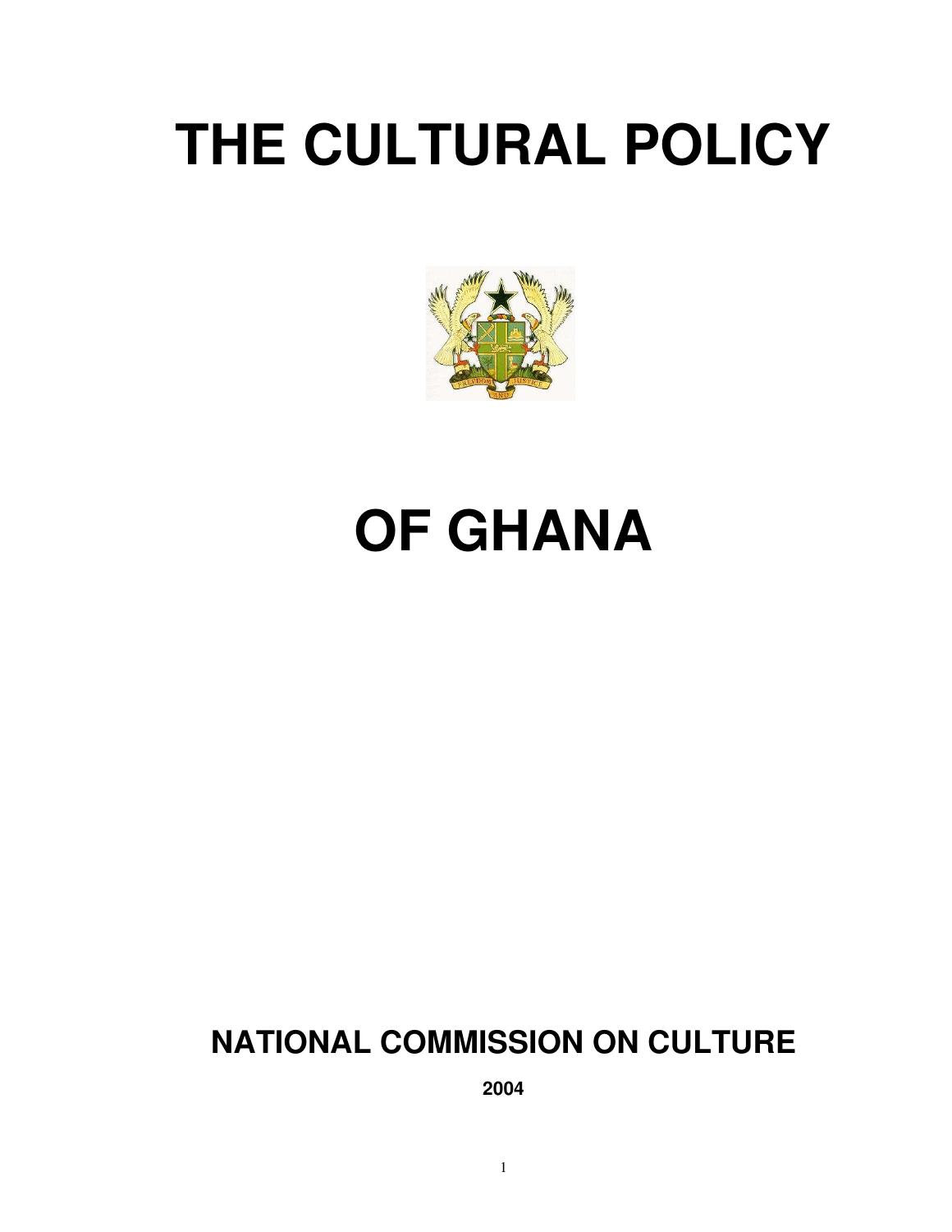# THE CULTURAL POLICY

# OF GHANA

## NATIONAL COMMISSION ON CULTURE

**2004**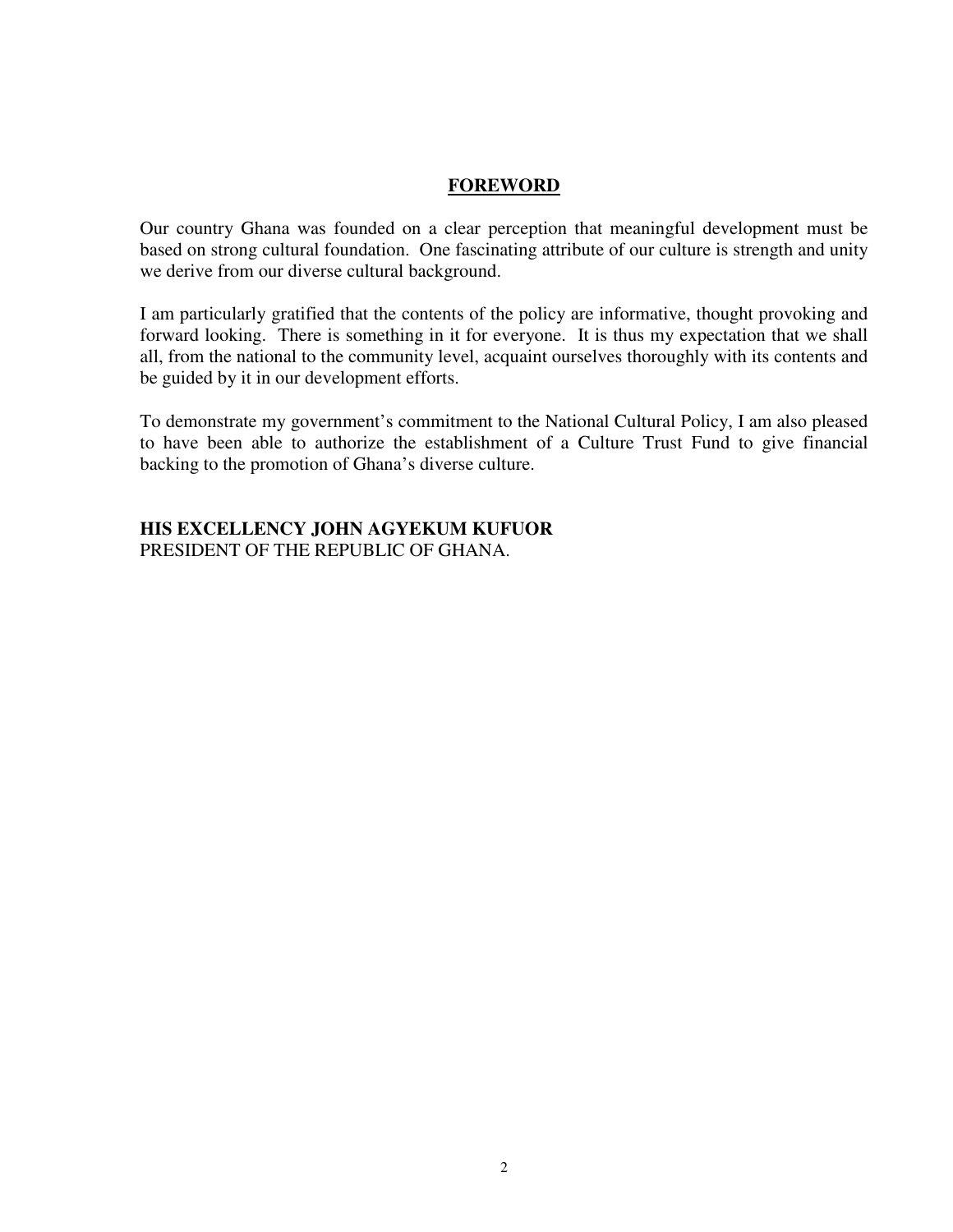## FOREWORD

Our country Ghana was founded on a clear perception that meaningful development must be based on strong cultural foundation. One fascinating attribute of our culture is strength and unity we derive from our diverse cultural background.

I am particularly gratified that the contents of the policy are informative, thought provoking and forward looking. There is something in it for everyone. It is thus my expectation that we shall all, from the national to the community level, acquaint ourselves thoroughly with its contents and be guided by it in our development efforts.

To demonstrate my government's commitment to the National Cultural Policy, I am also pleased to have been able to authorize the establishment of a Culture Trust Fund to give financial backing to the promotion of Ghana's diverse culture.

**HIS EXCELLENCY JOHN AGYEKUM KUFUOR**
PRESIDENT OF THE REPUBLIC OF GHANA.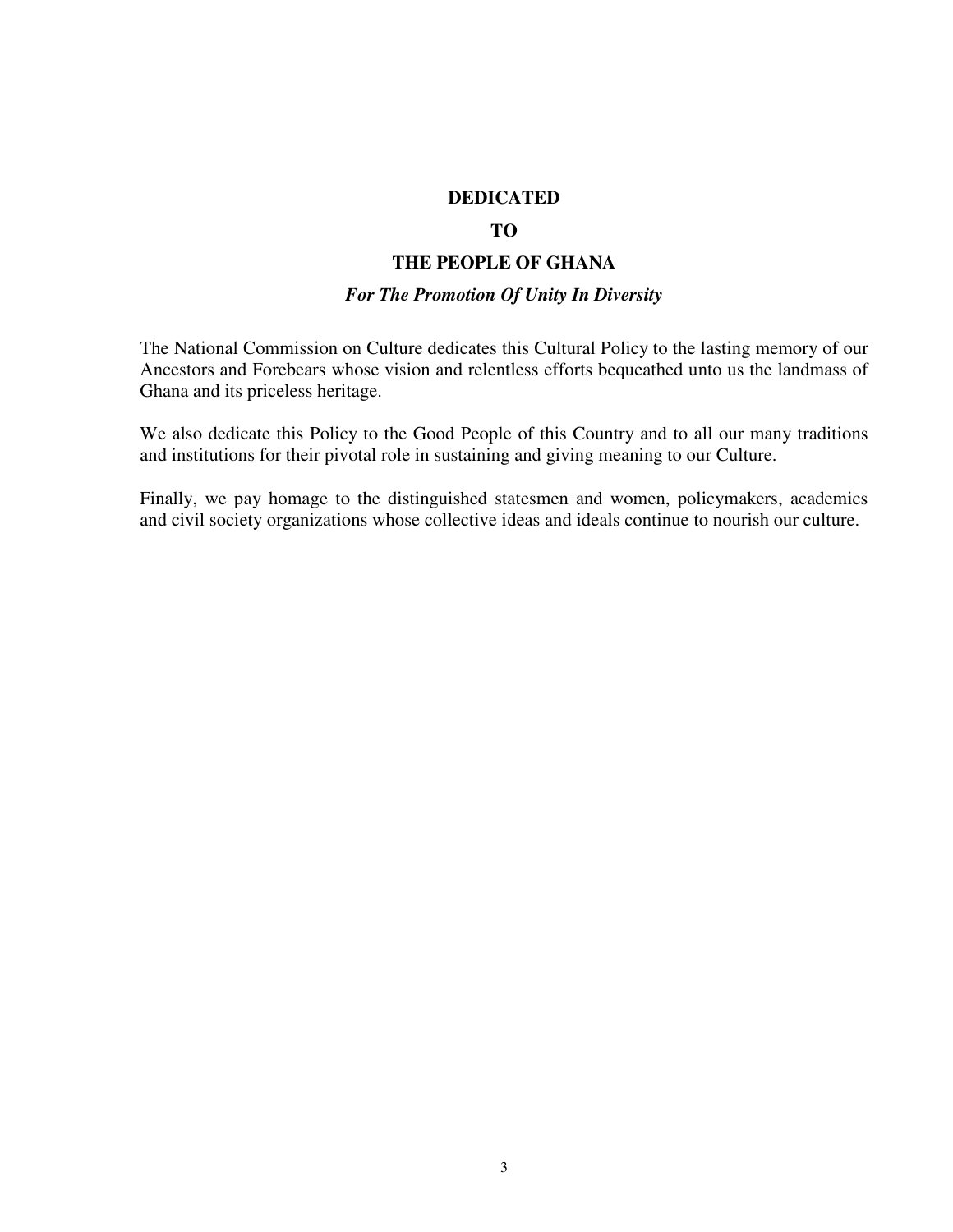# DEDICATED

# TO

# THE PEOPLE OF GHANA

***For The Promotion Of Unity In Diversity***

The National Commission on Culture dedicates this Cultural Policy to the lasting memory of our Ancestors and Forebears whose vision and relentless efforts bequeathed unto us the landmass of Ghana and its priceless heritage.

We also dedicate this Policy to the Good People of this Country and to all our many traditions and institutions for their pivotal role in sustaining and giving meaning to our Culture.

Finally, we pay homage to the distinguished statesmen and women, policymakers, academics and civil society organizations whose collective ideas and ideals continue to nourish our culture.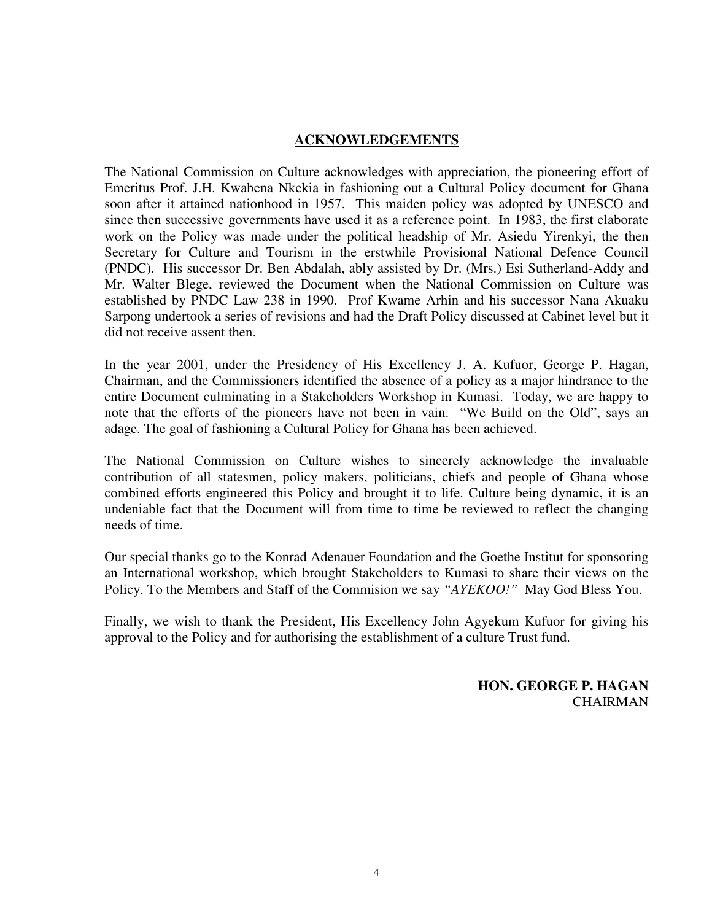## ACKNOWLEDGEMENTS

The National Commission on Culture acknowledges with appreciation, the pioneering effort of Emeritus Prof. J.H. Kwabena Nkekia in fashioning out a Cultural Policy document for Ghana soon after it attained nationhood in 1957. This maiden policy was adopted by UNESCO and since then successive governments have used it as a reference point. In 1983, the first elaborate work on the Policy was made under the political headship of Mr. Asiedu Yirenkyi, the then Secretary for Culture and Tourism in the erstwhile Provisional National Defence Council (PNDC). His successor Dr. Ben Abdalah, ably assisted by Dr. (Mrs.) Esi Sutherland-Addy and Mr. Walter Blege, reviewed the Document when the National Commission on Culture was established by PNDC Law 238 in 1990. Prof Kwame Arhin and his successor Nana Akuaku Sarpong undertook a series of revisions and had the Draft Policy discussed at Cabinet level but it did not receive assent then.

In the year 2001, under the Presidency of His Excellency J. A. Kufuor, George P. Hagan, Chairman, and the Commissioners identified the absence of a policy as a major hindrance to the entire Document culminating in a Stakeholders Workshop in Kumasi. Today, we are happy to note that the efforts of the pioneers have not been in vain. "We Build on the Old", says an adage. The goal of fashioning a Cultural Policy for Ghana has been achieved.

The National Commission on Culture wishes to sincerely acknowledge the invaluable contribution of all statesmen, policy makers, politicians, chiefs and people of Ghana whose combined efforts engineered this Policy and brought it to life. Culture being dynamic, it is an undeniable fact that the Document will from time to time be reviewed to reflect the changing needs of time.

Our special thanks go to the Konrad Adenauer Foundation and the Goethe Institut for sponsoring an International workshop, which brought Stakeholders to Kumasi to share their views on the Policy. To the Members and Staff of the Commision we say *"AYEKOO!"* May God Bless You.

Finally, we wish to thank the President, His Excellency John Agyekum Kufuor for giving his approval to the Policy and for authorising the establishment of a culture Trust fund.

**HON. GEORGE P. HAGAN**
CHAIRMAN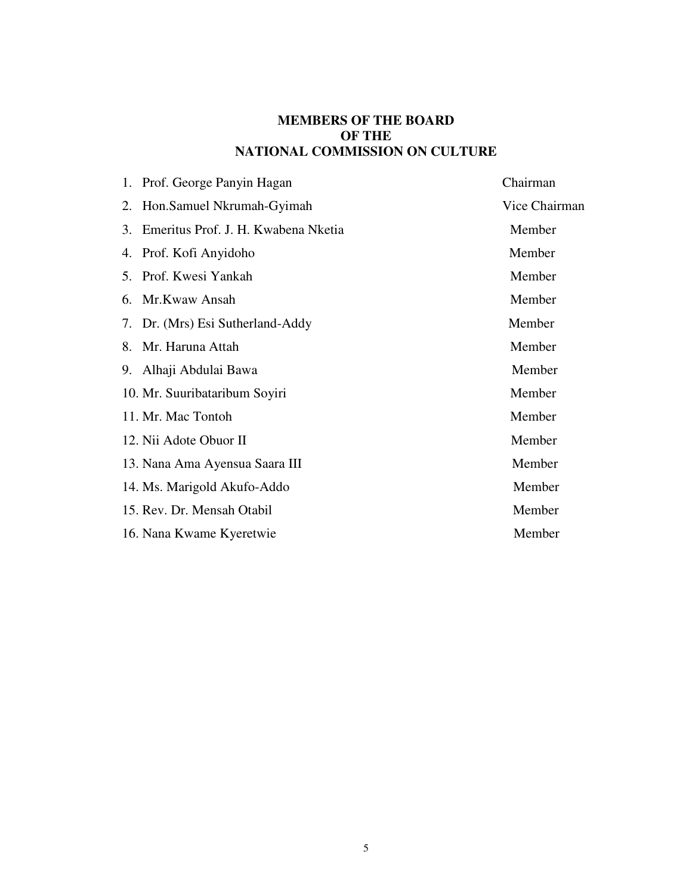## MEMBERS OF THE BOARD
## OF THE
## NATIONAL COMMISSION ON CULTURE

| | Name | Position |
|---|---|---|
| 1. | Prof. George Panyin Hagan | Chairman |
| 2. | Hon.Samuel Nkrumah-Gyimah | Vice Chairman |
| 3. | Emeritus Prof. J. H. Kwabena Nketia | Member |
| 4. | Prof. Kofi Anyidoho | Member |
| 5. | Prof. Kwesi Yankah | Member |
| 6. | Mr.Kwaw Ansah | Member |
| 7. | Dr. (Mrs) Esi Sutherland-Addy | Member |
| 8. | Mr. Haruna Attah | Member |
| 9. | Alhaji Abdulai Bawa | Member |
| 10. | Mr. Suuribataribum Soyiri | Member |
| 11. | Mr. Mac Tontoh | Member |
| 12. | Nii Adote Obuor II | Member |
| 13. | Nana Ama Ayensua Saara III | Member |
| 14. | Ms. Marigold Akufo-Addo | Member |
| 15. | Rev. Dr. Mensah Otabil | Member |
| 16. | Nana Kwame Kyeretwie | Member |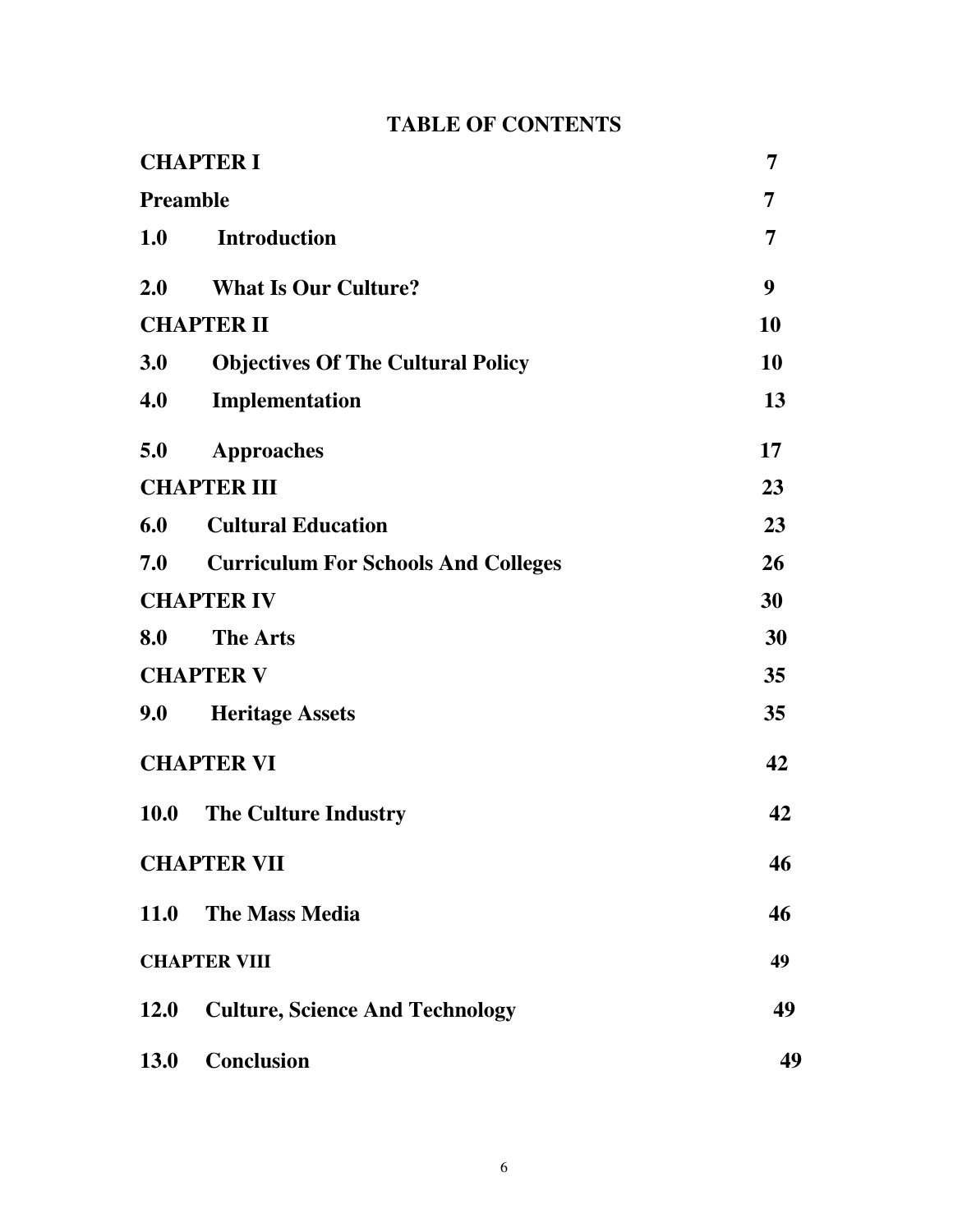# TABLE OF CONTENTS

| | | |
|---|---|---|
| **CHAPTER I** | | **7** |
| **Preamble** | | **7** |
| **1.0** | **Introduction** | **7** |
| **2.0** | **What Is Our Culture?** | **9** |
| **CHAPTER II** | | **10** |
| **3.0** | **Objectives Of The Cultural Policy** | **10** |
| **4.0** | **Implementation** | **13** |
| **5.0** | **Approaches** | **17** |
| **CHAPTER III** | | **23** |
| **6.0** | **Cultural Education** | **23** |
| **7.0** | **Curriculum For Schools And Colleges** | **26** |
| **CHAPTER IV** | | **30** |
| **8.0** | **The Arts** | **30** |
| **CHAPTER V** | | **35** |
| **9.0** | **Heritage Assets** | **35** |
| **CHAPTER VI** | | **42** |
| **10.0** | **The Culture Industry** | **42** |
| **CHAPTER VII** | | **46** |
| **11.0** | **The Mass Media** | **46** |
| **CHAPTER VIII** | | **49** |
| **12.0** | **Culture, Science And Technology** | **49** |
| **13.0** | **Conclusion** | **49** |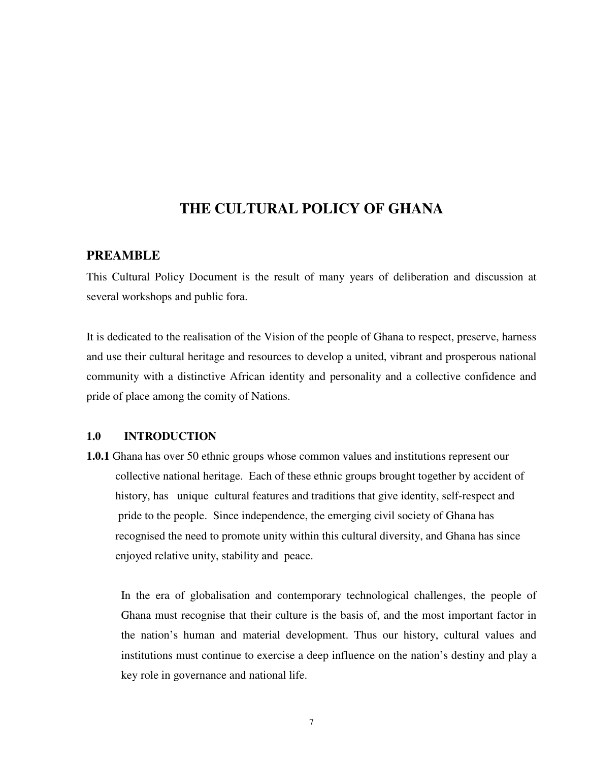# THE CULTURAL POLICY OF GHANA

## PREAMBLE

This Cultural Policy Document is the result of many years of deliberation and discussion at several workshops and public fora.

It is dedicated to the realisation of the Vision of the people of Ghana to respect, preserve, harness and use their cultural heritage and resources to develop a united, vibrant and prosperous national community with a distinctive African identity and personality and a collective confidence and pride of place among the comity of Nations.

### 1.0 INTRODUCTION

**1.0.1** Ghana has over 50 ethnic groups whose common values and institutions represent our collective national heritage. Each of these ethnic groups brought together by accident of history, has unique cultural features and traditions that give identity, self-respect and pride to the people. Since independence, the emerging civil society of Ghana has recognised the need to promote unity within this cultural diversity, and Ghana has since enjoyed relative unity, stability and peace.

In the era of globalisation and contemporary technological challenges, the people of Ghana must recognise that their culture is the basis of, and the most important factor in the nation's human and material development. Thus our history, cultural values and institutions must continue to exercise a deep influence on the nation's destiny and play a key role in governance and national life.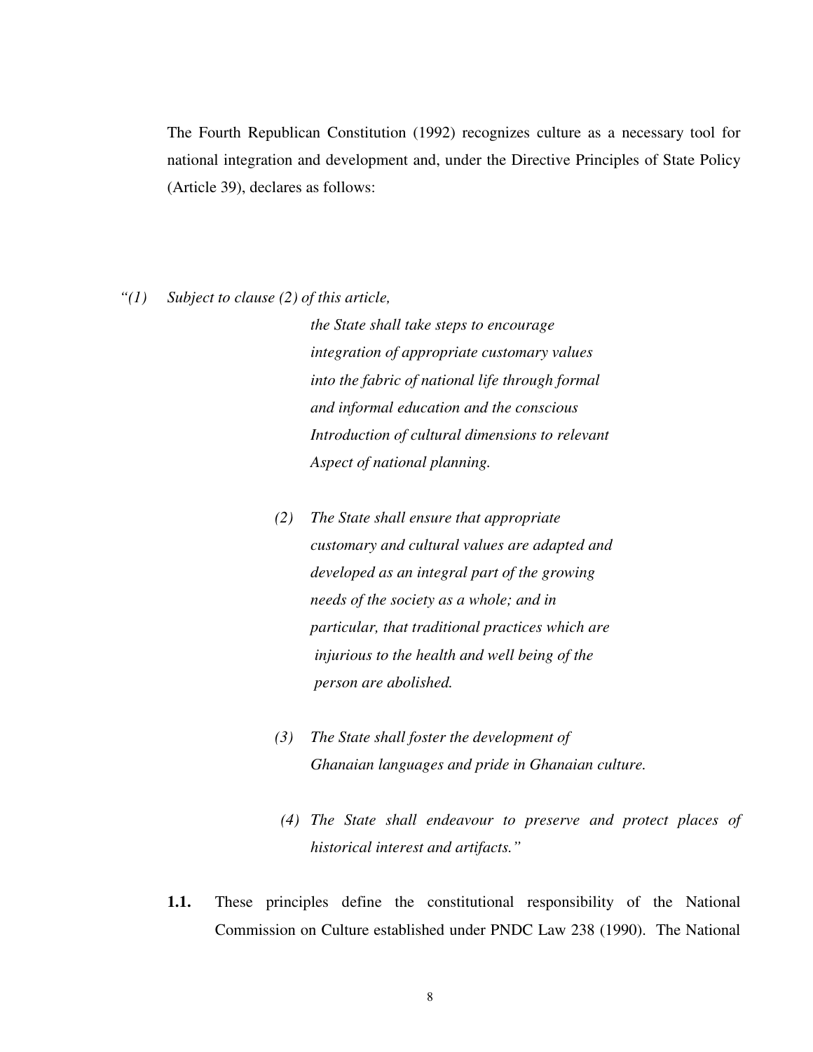The Fourth Republican Constitution (1992) recognizes culture as a necessary tool for national integration and development and, under the Directive Principles of State Policy (Article 39), declares as follows:

*"(1) Subject to clause (2) of this article, the State shall take steps to encourage integration of appropriate customary values into the fabric of national life through formal and informal education and the conscious Introduction of cultural dimensions to relevant Aspect of national planning.*

*(2) The State shall ensure that appropriate customary and cultural values are adapted and developed as an integral part of the growing needs of the society as a whole; and in particular, that traditional practices which are injurious to the health and well being of the person are abolished.*

*(3) The State shall foster the development of Ghanaian languages and pride in Ghanaian culture.*

*(4) The State shall endeavour to preserve and protect places of historical interest and artifacts."*

**1.1.** These principles define the constitutional responsibility of the National Commission on Culture established under PNDC Law 238 (1990). The National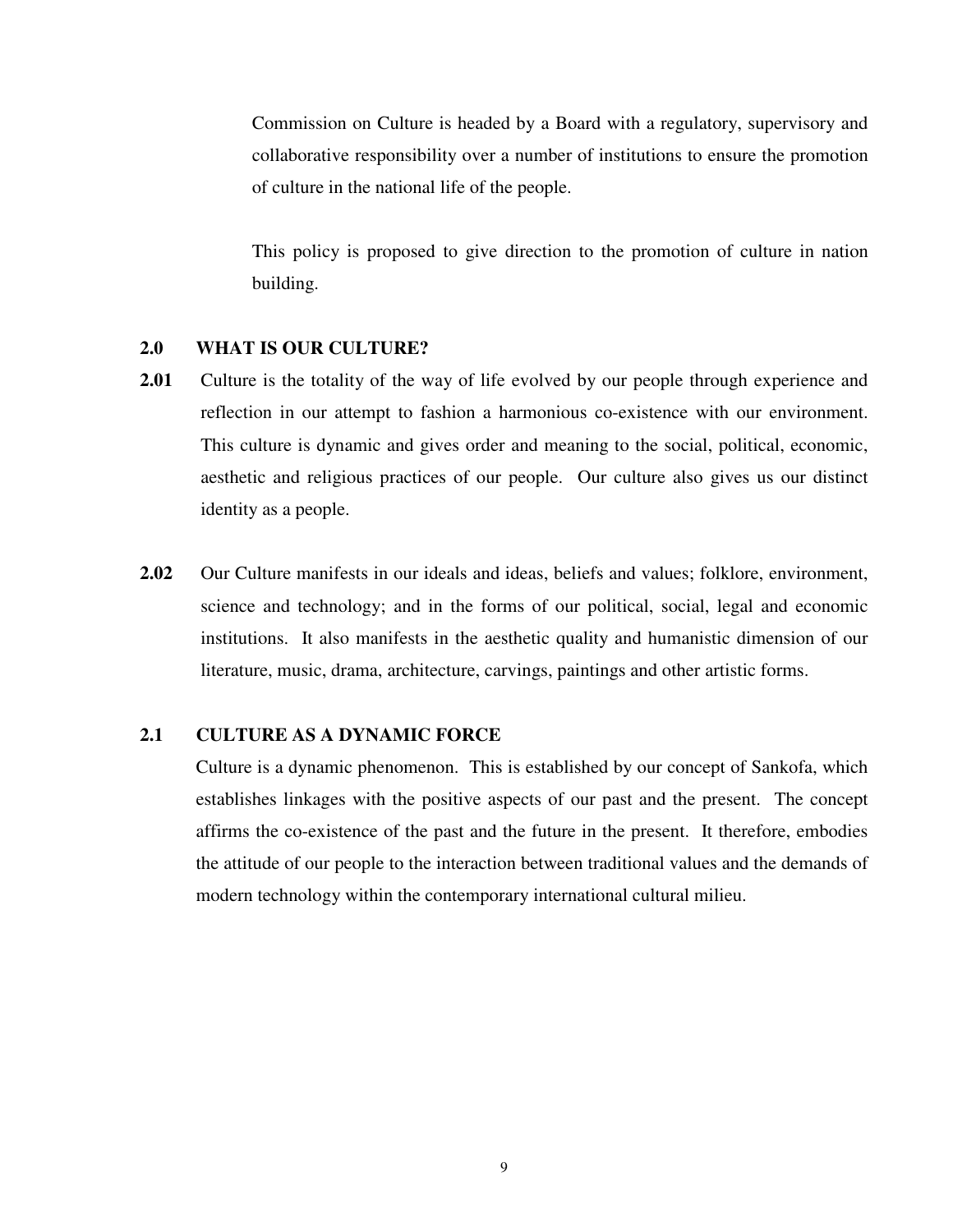Commission on Culture is headed by a Board with a regulatory, supervisory and collaborative responsibility over a number of institutions to ensure the promotion of culture in the national life of the people.

This policy is proposed to give direction to the promotion of culture in nation building.

## 2.0 WHAT IS OUR CULTURE?

**2.01** Culture is the totality of the way of life evolved by our people through experience and reflection in our attempt to fashion a harmonious co-existence with our environment. This culture is dynamic and gives order and meaning to the social, political, economic, aesthetic and religious practices of our people. Our culture also gives us our distinct identity as a people.

**2.02** Our Culture manifests in our ideals and ideas, beliefs and values; folklore, environment, science and technology; and in the forms of our political, social, legal and economic institutions. It also manifests in the aesthetic quality and humanistic dimension of our literature, music, drama, architecture, carvings, paintings and other artistic forms.

### 2.1 CULTURE AS A DYNAMIC FORCE

Culture is a dynamic phenomenon. This is established by our concept of Sankofa, which establishes linkages with the positive aspects of our past and the present. The concept affirms the co-existence of the past and the future in the present. It therefore, embodies the attitude of our people to the interaction between traditional values and the demands of modern technology within the contemporary international cultural milieu.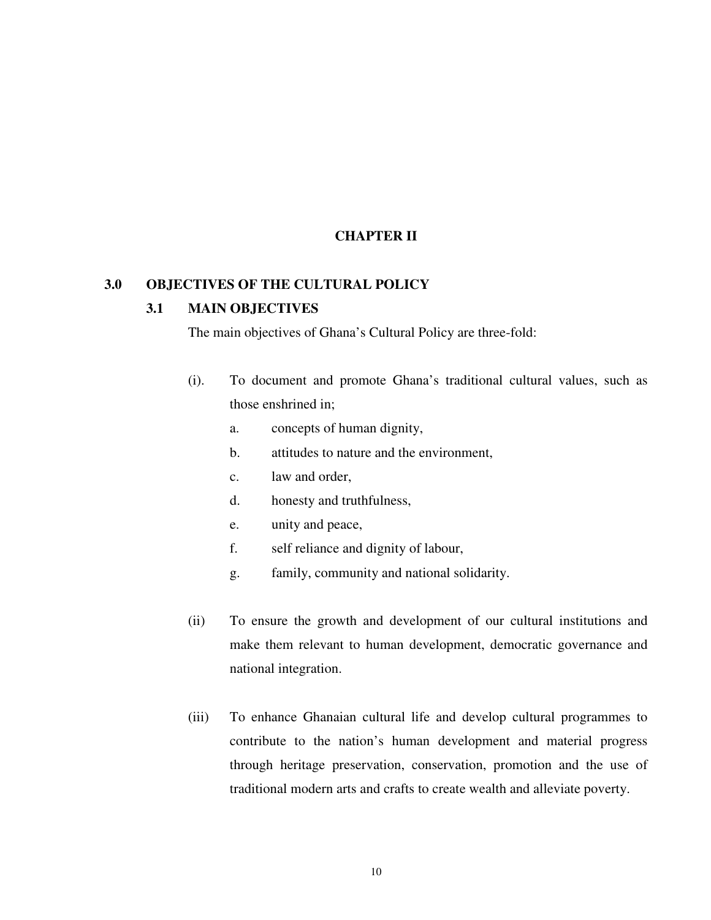# CHAPTER II

## 3.0 OBJECTIVES OF THE CULTURAL POLICY

### 3.1 MAIN OBJECTIVES

The main objectives of Ghana's Cultural Policy are three-fold:

(i). To document and promote Ghana's traditional cultural values, such as those enshrined in;

   a. concepts of human dignity,
   b. attitudes to nature and the environment,
   c. law and order,
   d. honesty and truthfulness,
   e. unity and peace,
   f. self reliance and dignity of labour,
   g. family, community and national solidarity.

(ii) To ensure the growth and development of our cultural institutions and make them relevant to human development, democratic governance and national integration.

(iii) To enhance Ghanaian cultural life and develop cultural programmes to contribute to the nation's human development and material progress through heritage preservation, conservation, promotion and the use of traditional modern arts and crafts to create wealth and alleviate poverty.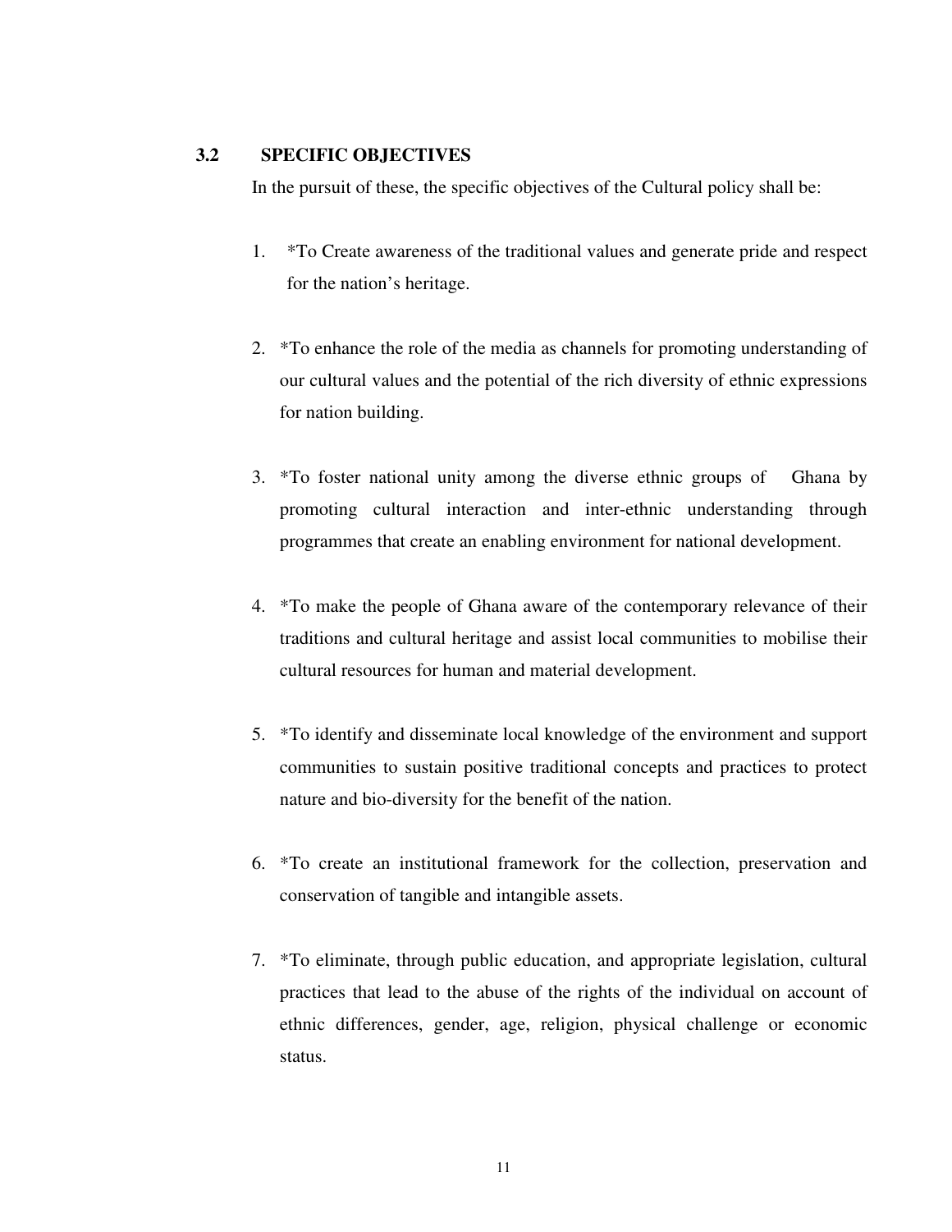## 3.2 SPECIFIC OBJECTIVES

In the pursuit of these, the specific objectives of the Cultural policy shall be:

1. *To Create awareness of the traditional values and generate pride and respect for the nation's heritage.

2. *To enhance the role of the media as channels for promoting understanding of our cultural values and the potential of the rich diversity of ethnic expressions for nation building.

3. *To foster national unity among the diverse ethnic groups of Ghana by promoting cultural interaction and inter-ethnic understanding through programmes that create an enabling environment for national development.

4. *To make the people of Ghana aware of the contemporary relevance of their traditions and cultural heritage and assist local communities to mobilise their cultural resources for human and material development.

5. *To identify and disseminate local knowledge of the environment and support communities to sustain positive traditional concepts and practices to protect nature and bio-diversity for the benefit of the nation.

6. *To create an institutional framework for the collection, preservation and conservation of tangible and intangible assets.

7. *To eliminate, through public education, and appropriate legislation, cultural practices that lead to the abuse of the rights of the individual on account of ethnic differences, gender, age, religion, physical challenge or economic status.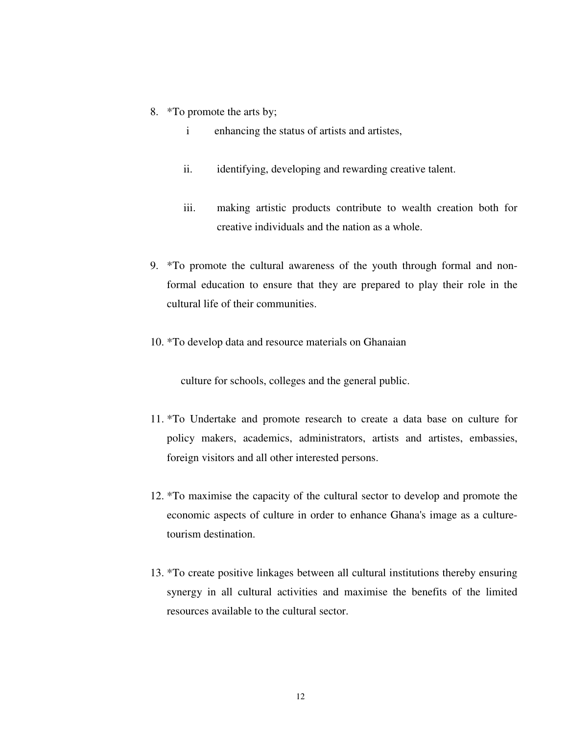8. *To promote the arts by;

   i enhancing the status of artists and artistes,

   ii. identifying, developing and rewarding creative talent.

   iii. making artistic products contribute to wealth creation both for creative individuals and the nation as a whole.

9. *To promote the cultural awareness of the youth through formal and non-formal education to ensure that they are prepared to play their role in the cultural life of their communities.

10. *To develop data and resource materials on Ghanaian

    culture for schools, colleges and the general public.

11. *To Undertake and promote research to create a data base on culture for policy makers, academics, administrators, artists and artistes, embassies, foreign visitors and all other interested persons.

12. *To maximise the capacity of the cultural sector to develop and promote the economic aspects of culture in order to enhance Ghana's image as a culture-tourism destination.

13. *To create positive linkages between all cultural institutions thereby ensuring synergy in all cultural activities and maximise the benefits of the limited resources available to the cultural sector.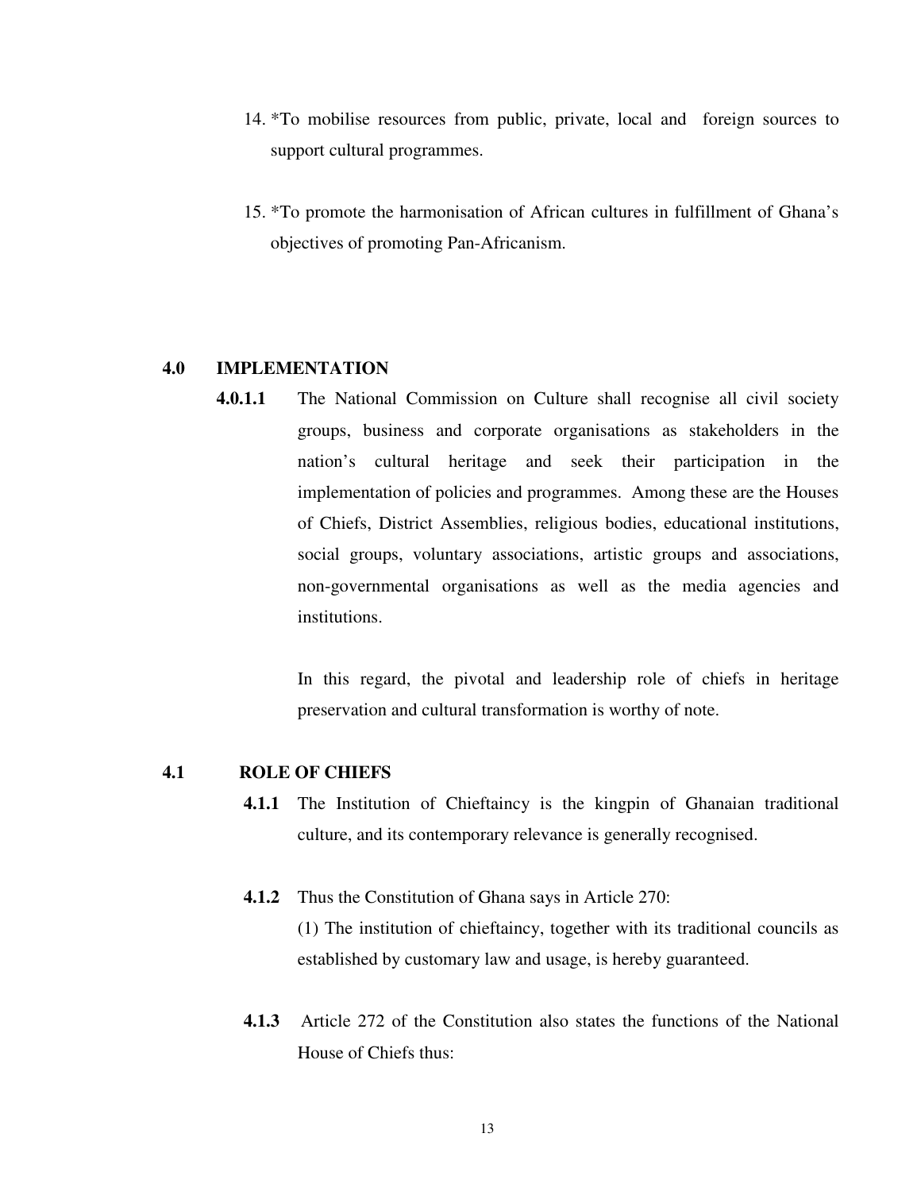14. *To mobilise resources from public, private, local and foreign sources to support cultural programmes.

15. *To promote the harmonisation of African cultures in fulfillment of Ghana's objectives of promoting Pan-Africanism.

## 4.0 IMPLEMENTATION

**4.0.1.1** The National Commission on Culture shall recognise all civil society groups, business and corporate organisations as stakeholders in the nation's cultural heritage and seek their participation in the implementation of policies and programmes. Among these are the Houses of Chiefs, District Assemblies, religious bodies, educational institutions, social groups, voluntary associations, artistic groups and associations, non-governmental organisations as well as the media agencies and institutions.

In this regard, the pivotal and leadership role of chiefs in heritage preservation and cultural transformation is worthy of note.

## 4.1 ROLE OF CHIEFS

**4.1.1** The Institution of Chieftaincy is the kingpin of Ghanaian traditional culture, and its contemporary relevance is generally recognised.

**4.1.2** Thus the Constitution of Ghana says in Article 270:

(1) The institution of chieftaincy, together with its traditional councils as established by customary law and usage, is hereby guaranteed.

**4.1.3** Article 272 of the Constitution also states the functions of the National House of Chiefs thus: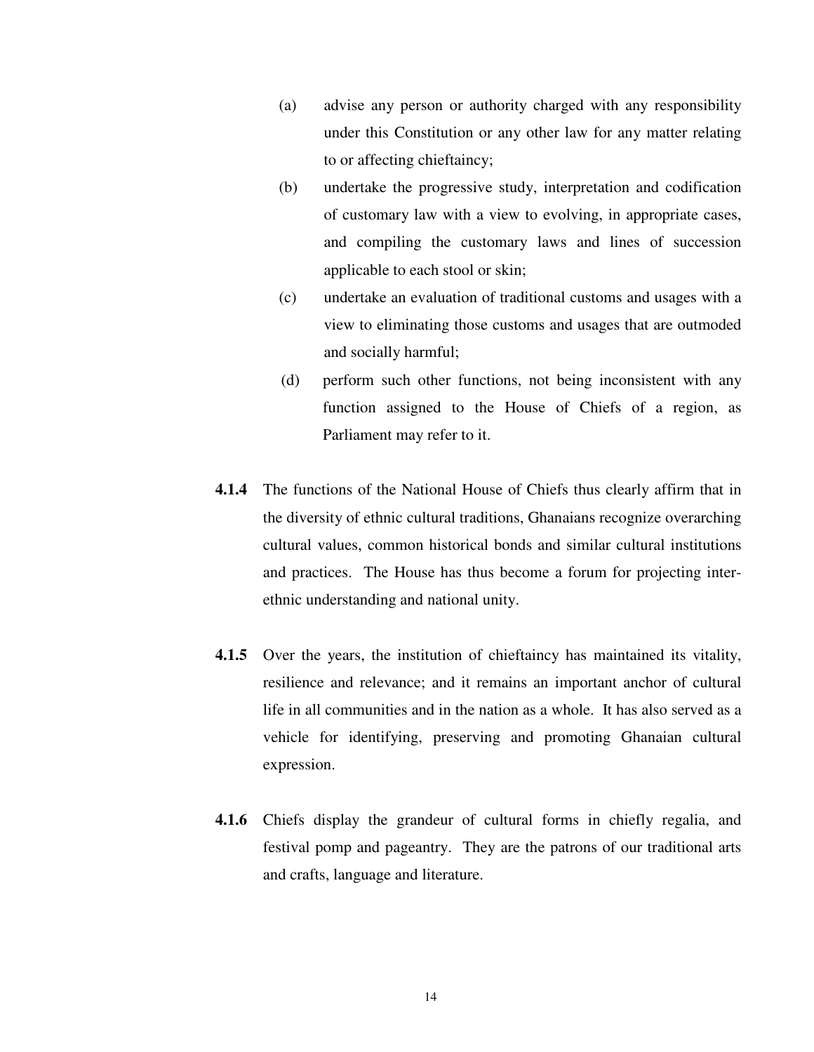(a) advise any person or authority charged with any responsibility under this Constitution or any other law for any matter relating to or affecting chieftaincy;

(b) undertake the progressive study, interpretation and codification of customary law with a view to evolving, in appropriate cases, and compiling the customary laws and lines of succession applicable to each stool or skin;

(c) undertake an evaluation of traditional customs and usages with a view to eliminating those customs and usages that are outmoded and socially harmful;

(d) perform such other functions, not being inconsistent with any function assigned to the House of Chiefs of a region, as Parliament may refer to it.

**4.1.4** The functions of the National House of Chiefs thus clearly affirm that in the diversity of ethnic cultural traditions, Ghanaians recognize overarching cultural values, common historical bonds and similar cultural institutions and practices. The House has thus become a forum for projecting inter-ethnic understanding and national unity.

**4.1.5** Over the years, the institution of chieftaincy has maintained its vitality, resilience and relevance; and it remains an important anchor of cultural life in all communities and in the nation as a whole. It has also served as a vehicle for identifying, preserving and promoting Ghanaian cultural expression.

**4.1.6** Chiefs display the grandeur of cultural forms in chiefly regalia, and festival pomp and pageantry. They are the patrons of our traditional arts and crafts, language and literature.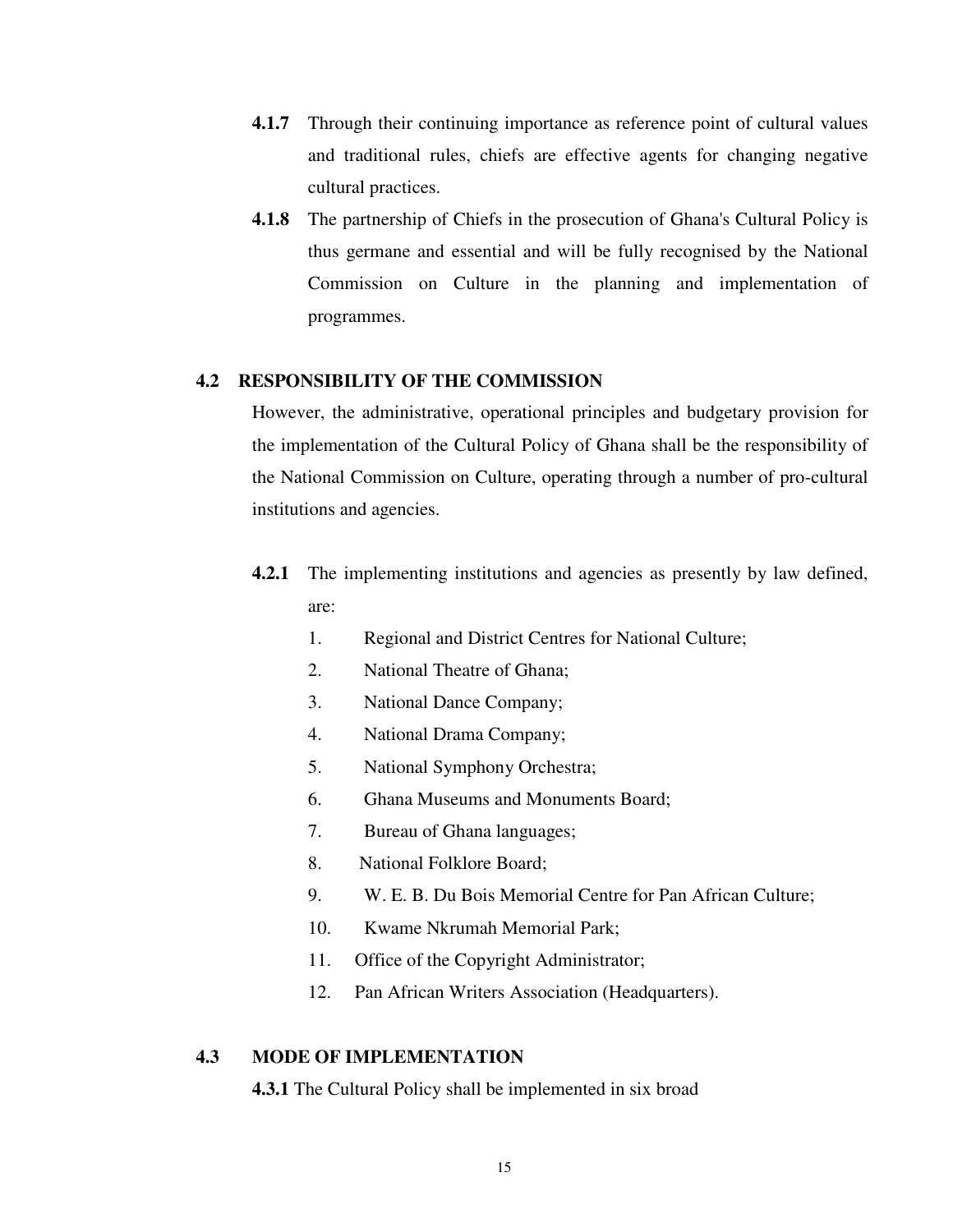**4.1.7** Through their continuing importance as reference point of cultural values and traditional rules, chiefs are effective agents for changing negative cultural practices.

**4.1.8** The partnership of Chiefs in the prosecution of Ghana's Cultural Policy is thus germane and essential and will be fully recognised by the National Commission on Culture in the planning and implementation of programmes.

## 4.2 RESPONSIBILITY OF THE COMMISSION

However, the administrative, operational principles and budgetary provision for the implementation of the Cultural Policy of Ghana shall be the responsibility of the National Commission on Culture, operating through a number of pro-cultural institutions and agencies.

**4.2.1** The implementing institutions and agencies as presently by law defined, are:

1. Regional and District Centres for National Culture;
2. National Theatre of Ghana;
3. National Dance Company;
4. National Drama Company;
5. National Symphony Orchestra;
6. Ghana Museums and Monuments Board;
7. Bureau of Ghana languages;
8. National Folklore Board;
9. W. E. B. Du Bois Memorial Centre for Pan African Culture;
10. Kwame Nkrumah Memorial Park;
11. Office of the Copyright Administrator;
12. Pan African Writers Association (Headquarters).

## 4.3 MODE OF IMPLEMENTATION

**4.3.1** The Cultural Policy shall be implemented in six broad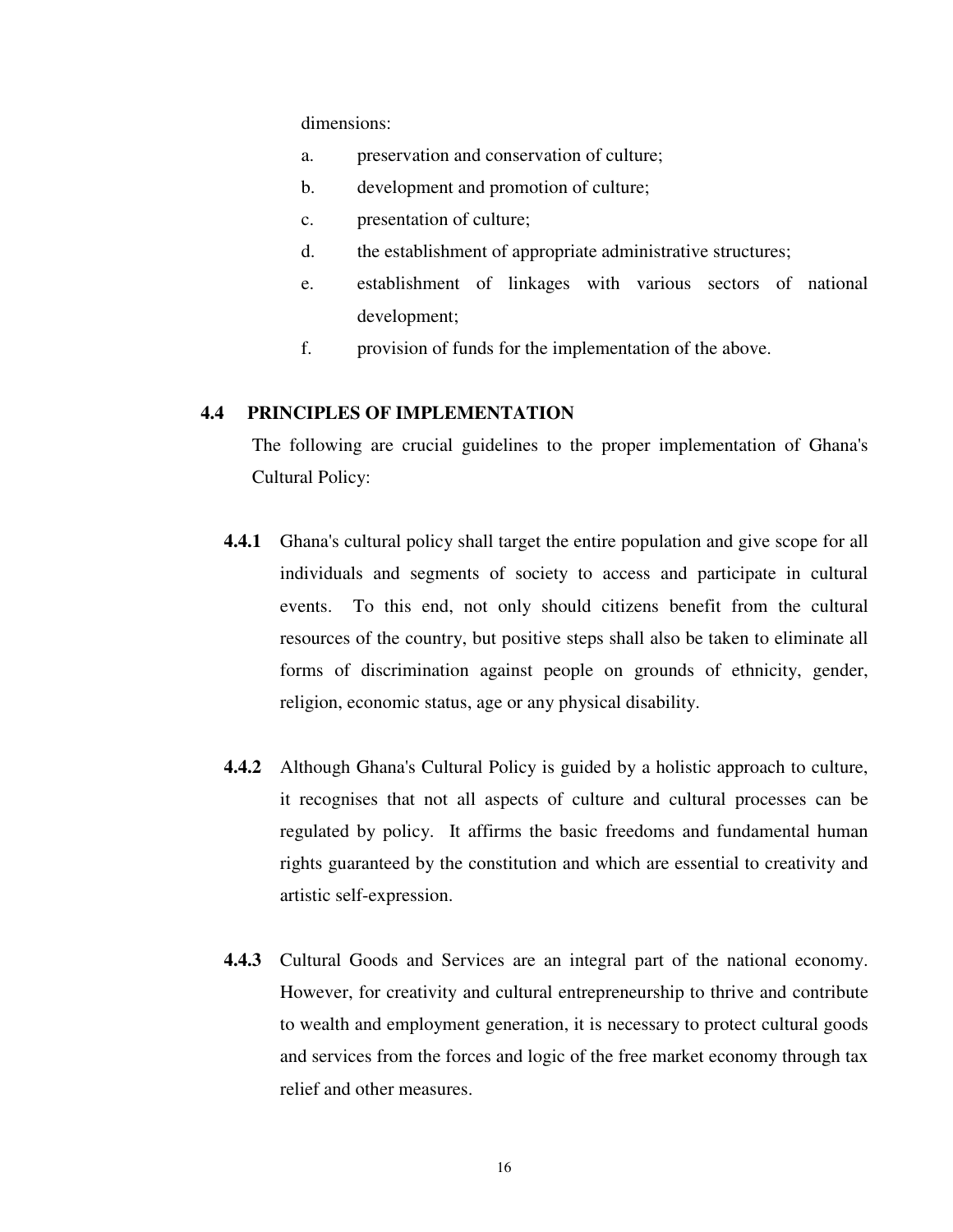dimensions:

a. preservation and conservation of culture;
b. development and promotion of culture;
c. presentation of culture;
d. the establishment of appropriate administrative structures;
e. establishment of linkages with various sectors of national development;
f. provision of funds for the implementation of the above.

## 4.4 PRINCIPLES OF IMPLEMENTATION

The following are crucial guidelines to the proper implementation of Ghana's Cultural Policy:

**4.4.1** Ghana's cultural policy shall target the entire population and give scope for all individuals and segments of society to access and participate in cultural events. To this end, not only should citizens benefit from the cultural resources of the country, but positive steps shall also be taken to eliminate all forms of discrimination against people on grounds of ethnicity, gender, religion, economic status, age or any physical disability.

**4.4.2** Although Ghana's Cultural Policy is guided by a holistic approach to culture, it recognises that not all aspects of culture and cultural processes can be regulated by policy. It affirms the basic freedoms and fundamental human rights guaranteed by the constitution and which are essential to creativity and artistic self-expression.

**4.4.3** Cultural Goods and Services are an integral part of the national economy. However, for creativity and cultural entrepreneurship to thrive and contribute to wealth and employment generation, it is necessary to protect cultural goods and services from the forces and logic of the free market economy through tax relief and other measures.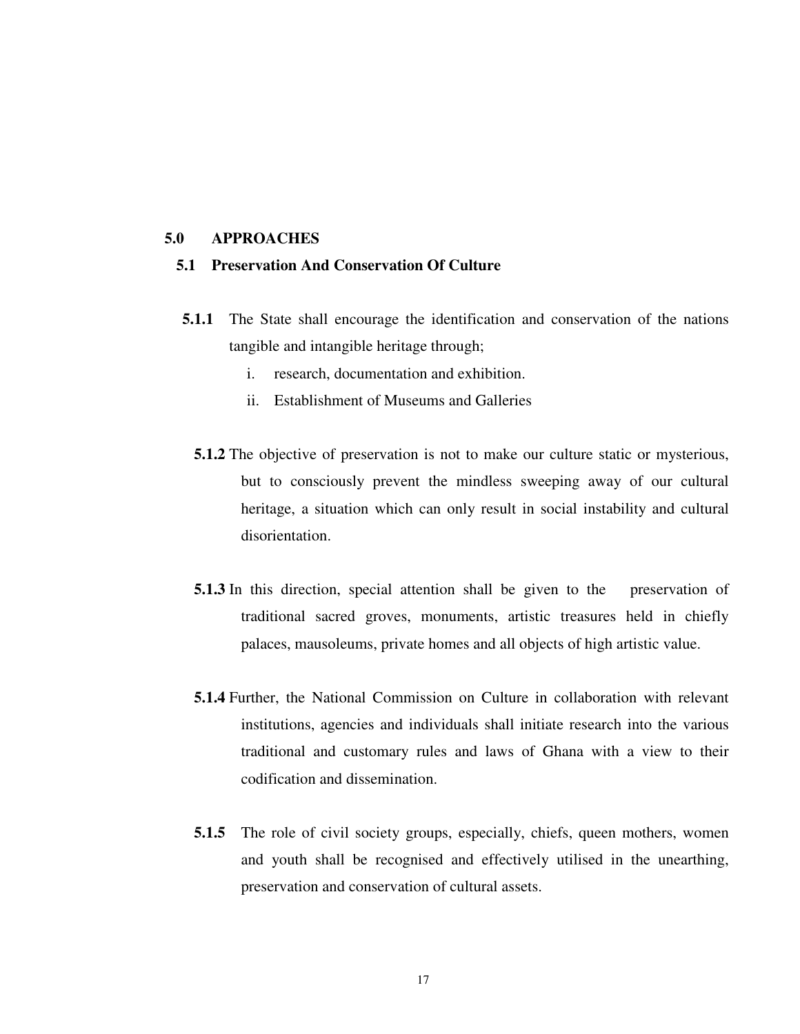## 5.0 APPROACHES

### 5.1 Preservation And Conservation Of Culture

**5.1.1** The State shall encourage the identification and conservation of the nations tangible and intangible heritage through;

i. research, documentation and exhibition.

ii. Establishment of Museums and Galleries

**5.1.2** The objective of preservation is not to make our culture static or mysterious, but to consciously prevent the mindless sweeping away of our cultural heritage, a situation which can only result in social instability and cultural disorientation.

**5.1.3** In this direction, special attention shall be given to the preservation of traditional sacred groves, monuments, artistic treasures held in chiefly palaces, mausoleums, private homes and all objects of high artistic value.

**5.1.4** Further, the National Commission on Culture in collaboration with relevant institutions, agencies and individuals shall initiate research into the various traditional and customary rules and laws of Ghana with a view to their codification and dissemination.

**5.1.5** The role of civil society groups, especially, chiefs, queen mothers, women and youth shall be recognised and effectively utilised in the unearthing, preservation and conservation of cultural assets.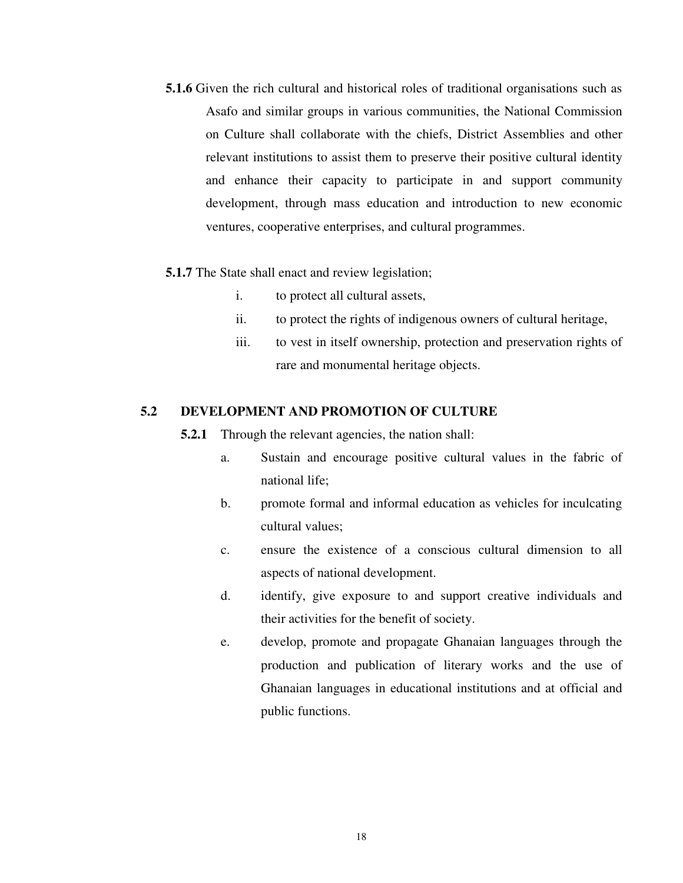**5.1.6** Given the rich cultural and historical roles of traditional organisations such as Asafo and similar groups in various communities, the National Commission on Culture shall collaborate with the chiefs, District Assemblies and other relevant institutions to assist them to preserve their positive cultural identity and enhance their capacity to participate in and support community development, through mass education and introduction to new economic ventures, cooperative enterprises, and cultural programmes.

**5.1.7** The State shall enact and review legislation;

i. to protect all cultural assets,
ii. to protect the rights of indigenous owners of cultural heritage,
iii. to vest in itself ownership, protection and preservation rights of rare and monumental heritage objects.

## 5.2 DEVELOPMENT AND PROMOTION OF CULTURE

**5.2.1** Through the relevant agencies, the nation shall:

a. Sustain and encourage positive cultural values in the fabric of national life;
b. promote formal and informal education as vehicles for inculcating cultural values;
c. ensure the existence of a conscious cultural dimension to all aspects of national development.
d. identify, give exposure to and support creative individuals and their activities for the benefit of society.
e. develop, promote and propagate Ghanaian languages through the production and publication of literary works and the use of Ghanaian languages in educational institutions and at official and public functions.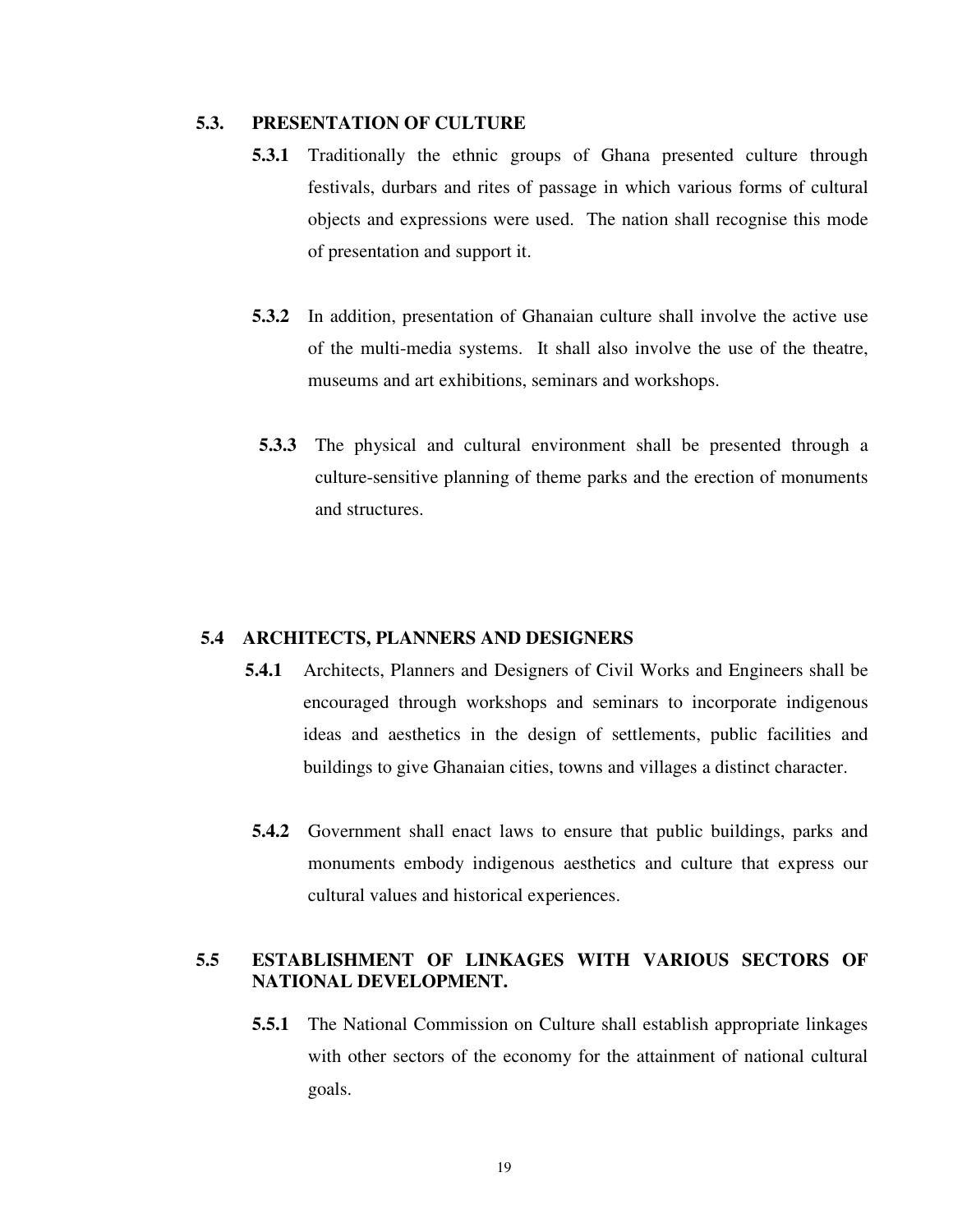## 5.3. PRESENTATION OF CULTURE

**5.3.1** Traditionally the ethnic groups of Ghana presented culture through festivals, durbars and rites of passage in which various forms of cultural objects and expressions were used. The nation shall recognise this mode of presentation and support it.

**5.3.2** In addition, presentation of Ghanaian culture shall involve the active use of the multi-media systems. It shall also involve the use of the theatre, museums and art exhibitions, seminars and workshops.

**5.3.3** The physical and cultural environment shall be presented through a culture-sensitive planning of theme parks and the erection of monuments and structures.

## 5.4 ARCHITECTS, PLANNERS AND DESIGNERS

**5.4.1** Architects, Planners and Designers of Civil Works and Engineers shall be encouraged through workshops and seminars to incorporate indigenous ideas and aesthetics in the design of settlements, public facilities and buildings to give Ghanaian cities, towns and villages a distinct character.

**5.4.2** Government shall enact laws to ensure that public buildings, parks and monuments embody indigenous aesthetics and culture that express our cultural values and historical experiences.

## 5.5 ESTABLISHMENT OF LINKAGES WITH VARIOUS SECTORS OF NATIONAL DEVELOPMENT.

**5.5.1** The National Commission on Culture shall establish appropriate linkages with other sectors of the economy for the attainment of national cultural goals.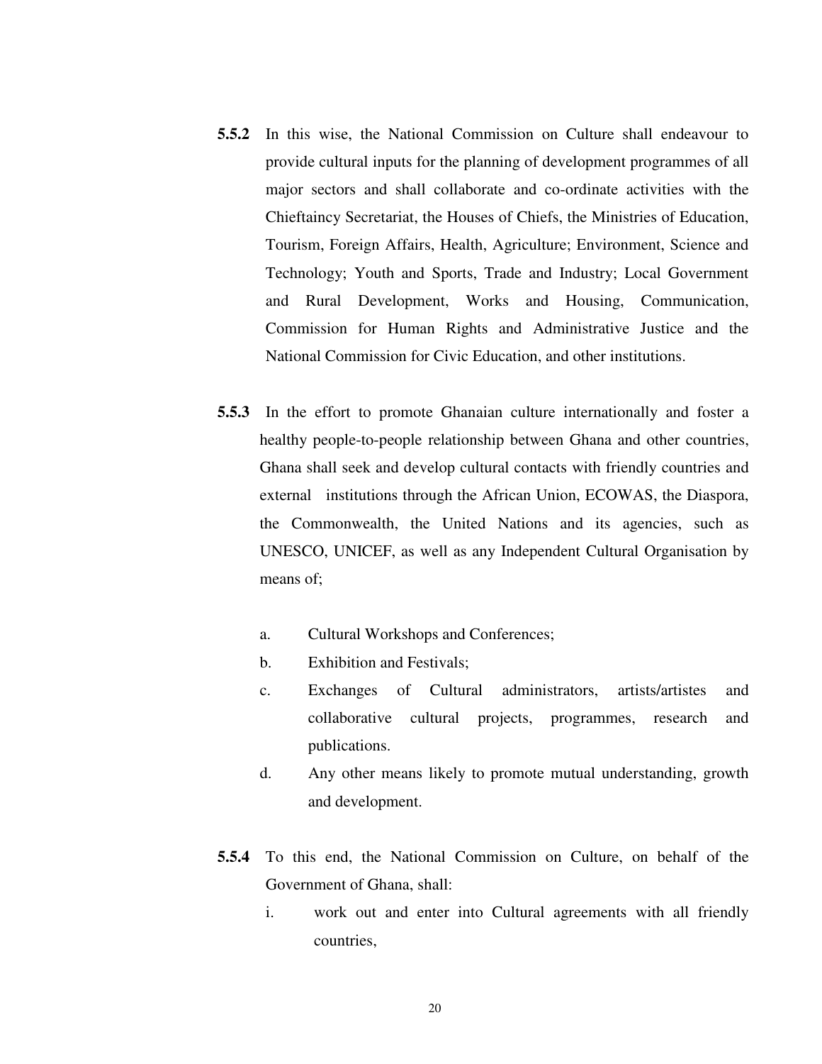**5.5.2** In this wise, the National Commission on Culture shall endeavour to provide cultural inputs for the planning of development programmes of all major sectors and shall collaborate and co-ordinate activities with the Chieftaincy Secretariat, the Houses of Chiefs, the Ministries of Education, Tourism, Foreign Affairs, Health, Agriculture; Environment, Science and Technology; Youth and Sports, Trade and Industry; Local Government and Rural Development, Works and Housing, Communication, Commission for Human Rights and Administrative Justice and the National Commission for Civic Education, and other institutions.

**5.5.3** In the effort to promote Ghanaian culture internationally and foster a healthy people-to-people relationship between Ghana and other countries, Ghana shall seek and develop cultural contacts with friendly countries and external institutions through the African Union, ECOWAS, the Diaspora, the Commonwealth, the United Nations and its agencies, such as UNESCO, UNICEF, as well as any Independent Cultural Organisation by means of;

a. Cultural Workshops and Conferences;

b. Exhibition and Festivals;

c. Exchanges of Cultural administrators, artists/artistes and collaborative cultural projects, programmes, research and publications.

d. Any other means likely to promote mutual understanding, growth and development.

**5.5.4** To this end, the National Commission on Culture, on behalf of the Government of Ghana, shall:

i. work out and enter into Cultural agreements with all friendly countries,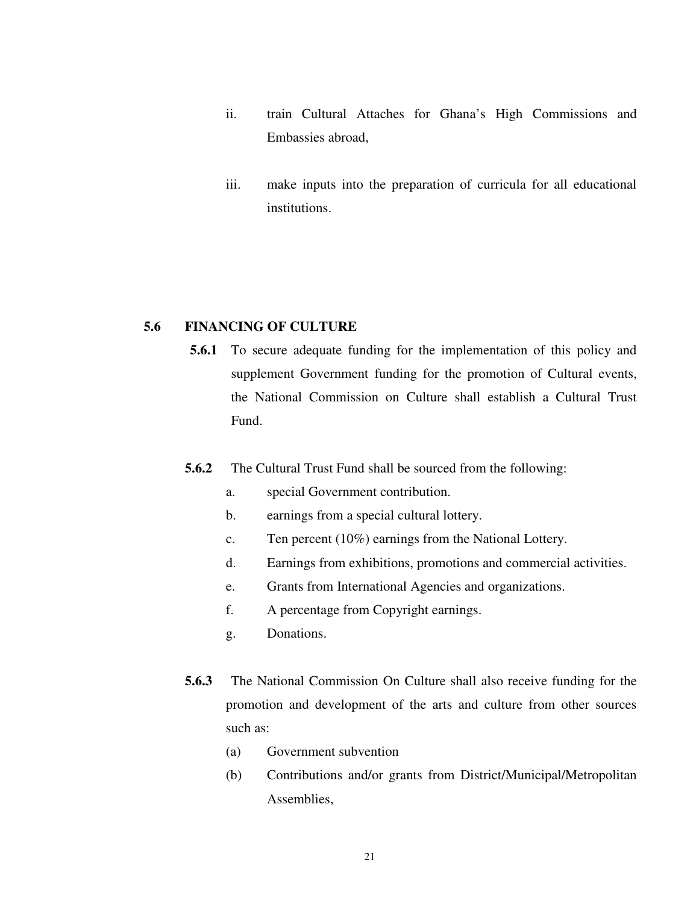ii. train Cultural Attaches for Ghana's High Commissions and Embassies abroad,

iii. make inputs into the preparation of curricula for all educational institutions.

## 5.6 FINANCING OF CULTURE

**5.6.1** To secure adequate funding for the implementation of this policy and supplement Government funding for the promotion of Cultural events, the National Commission on Culture shall establish a Cultural Trust Fund.

**5.6.2** The Cultural Trust Fund shall be sourced from the following:

a. special Government contribution.
b. earnings from a special cultural lottery.
c. Ten percent (10%) earnings from the National Lottery.
d. Earnings from exhibitions, promotions and commercial activities.
e. Grants from International Agencies and organizations.
f. A percentage from Copyright earnings.
g. Donations.

**5.6.3** The National Commission On Culture shall also receive funding for the promotion and development of the arts and culture from other sources such as:

(a) Government subvention
(b) Contributions and/or grants from District/Municipal/Metropolitan Assemblies,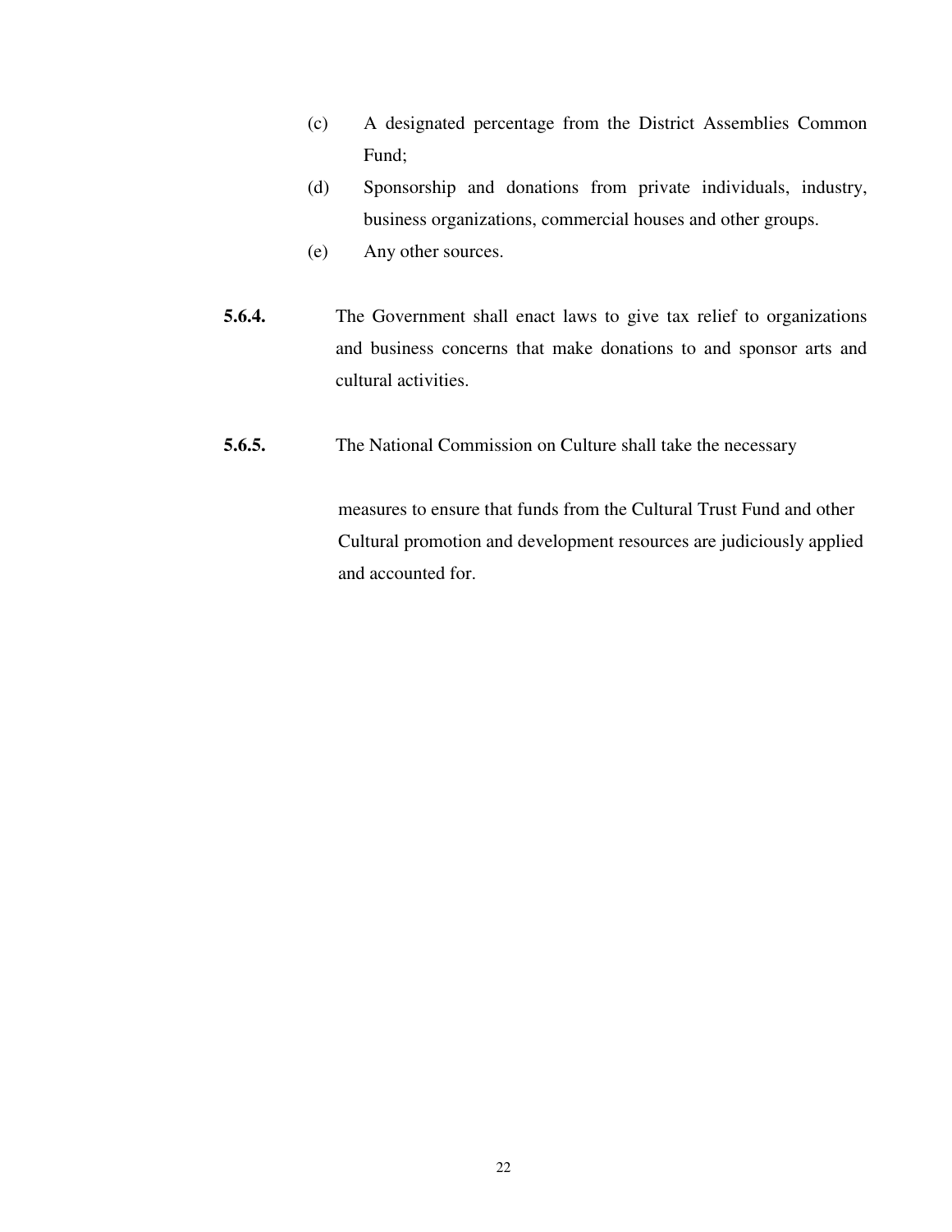(c) A designated percentage from the District Assemblies Common Fund;

(d) Sponsorship and donations from private individuals, industry, business organizations, commercial houses and other groups.

(e) Any other sources.

**5.6.4.** The Government shall enact laws to give tax relief to organizations and business concerns that make donations to and sponsor arts and cultural activities.

**5.6.5.** The National Commission on Culture shall take the necessary measures to ensure that funds from the Cultural Trust Fund and other Cultural promotion and development resources are judiciously applied and accounted for.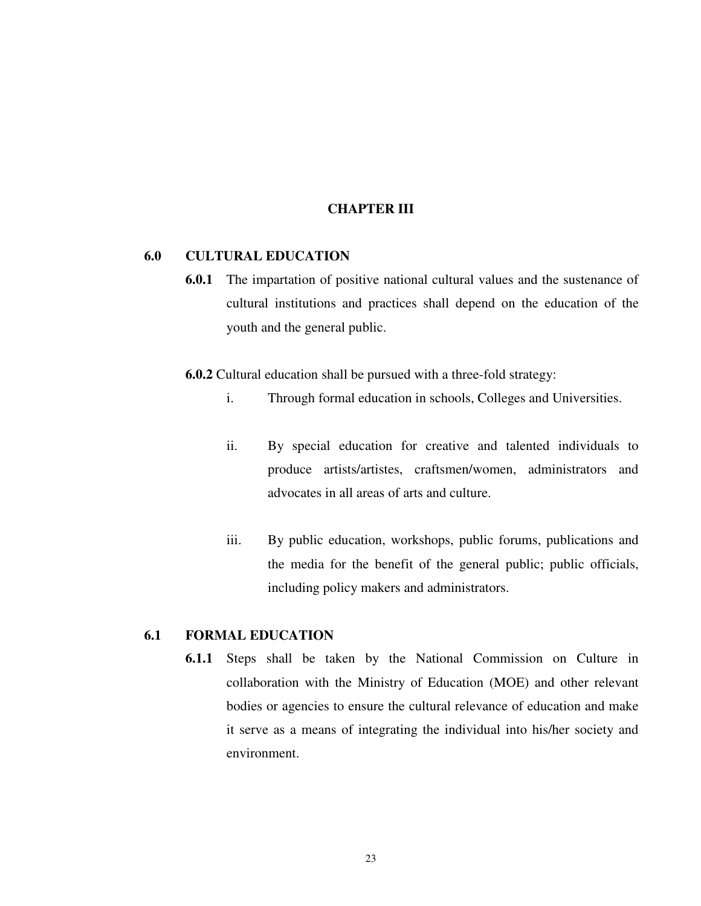# CHAPTER III

## 6.0 CULTURAL EDUCATION

**6.0.1** The impartation of positive national cultural values and the sustenance of cultural institutions and practices shall depend on the education of the youth and the general public.

**6.0.2** Cultural education shall be pursued with a three-fold strategy:

i. Through formal education in schools, Colleges and Universities.

ii. By special education for creative and talented individuals to produce artists/artistes, craftsmen/women, administrators and advocates in all areas of arts and culture.

iii. By public education, workshops, public forums, publications and the media for the benefit of the general public; public officials, including policy makers and administrators.

## 6.1 FORMAL EDUCATION

**6.1.1** Steps shall be taken by the National Commission on Culture in collaboration with the Ministry of Education (MOE) and other relevant bodies or agencies to ensure the cultural relevance of education and make it serve as a means of integrating the individual into his/her society and environment.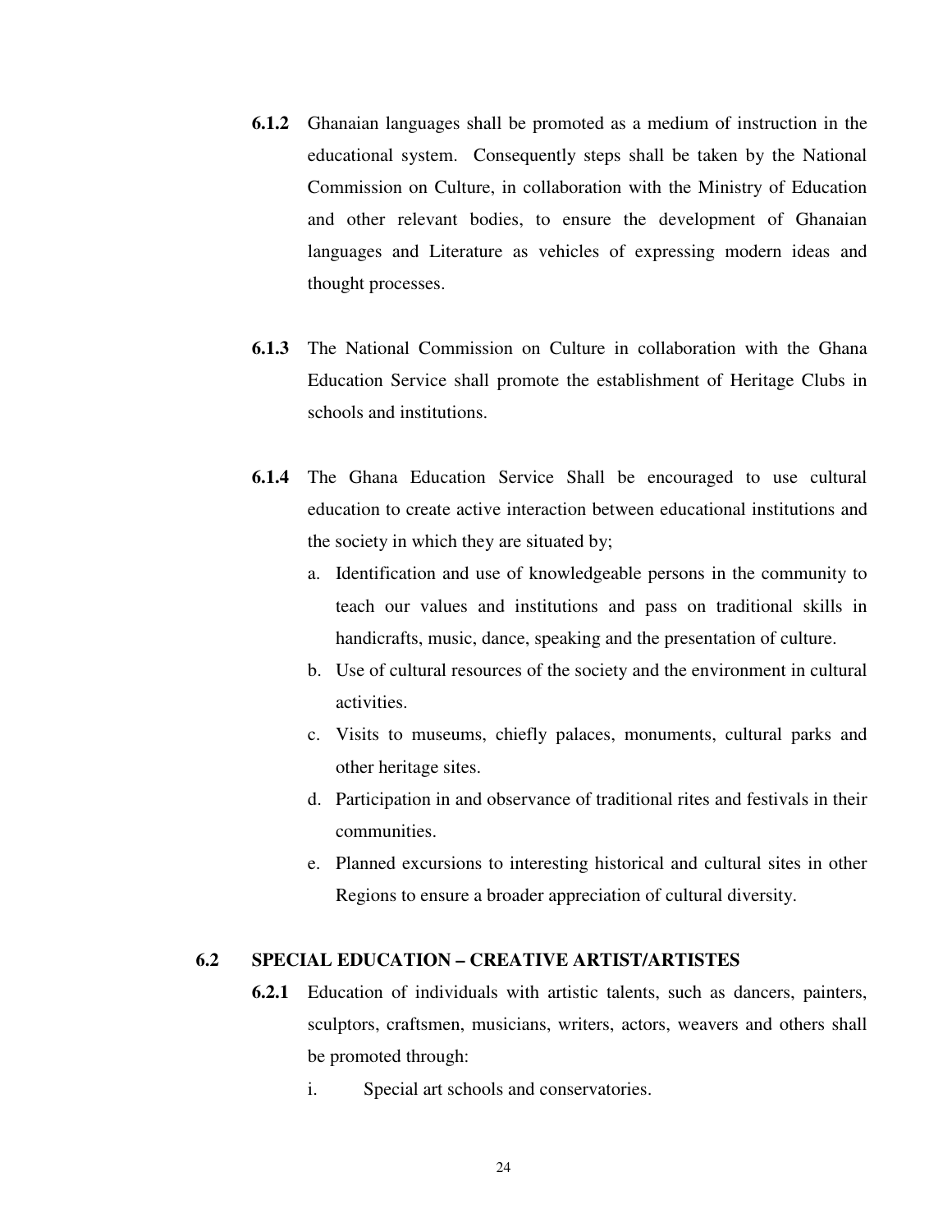**6.1.2** Ghanaian languages shall be promoted as a medium of instruction in the educational system. Consequently steps shall be taken by the National Commission on Culture, in collaboration with the Ministry of Education and other relevant bodies, to ensure the development of Ghanaian languages and Literature as vehicles of expressing modern ideas and thought processes.

**6.1.3** The National Commission on Culture in collaboration with the Ghana Education Service shall promote the establishment of Heritage Clubs in schools and institutions.

**6.1.4** The Ghana Education Service Shall be encouraged to use cultural education to create active interaction between educational institutions and the society in which they are situated by;

a. Identification and use of knowledgeable persons in the community to teach our values and institutions and pass on traditional skills in handicrafts, music, dance, speaking and the presentation of culture.
b. Use of cultural resources of the society and the environment in cultural activities.
c. Visits to museums, chiefly palaces, monuments, cultural parks and other heritage sites.
d. Participation in and observance of traditional rites and festivals in their communities.
e. Planned excursions to interesting historical and cultural sites in other Regions to ensure a broader appreciation of cultural diversity.

## 6.2 SPECIAL EDUCATION – CREATIVE ARTIST/ARTISTES

**6.2.1** Education of individuals with artistic talents, such as dancers, painters, sculptors, craftsmen, musicians, writers, actors, weavers and others shall be promoted through:

i. Special art schools and conservatories.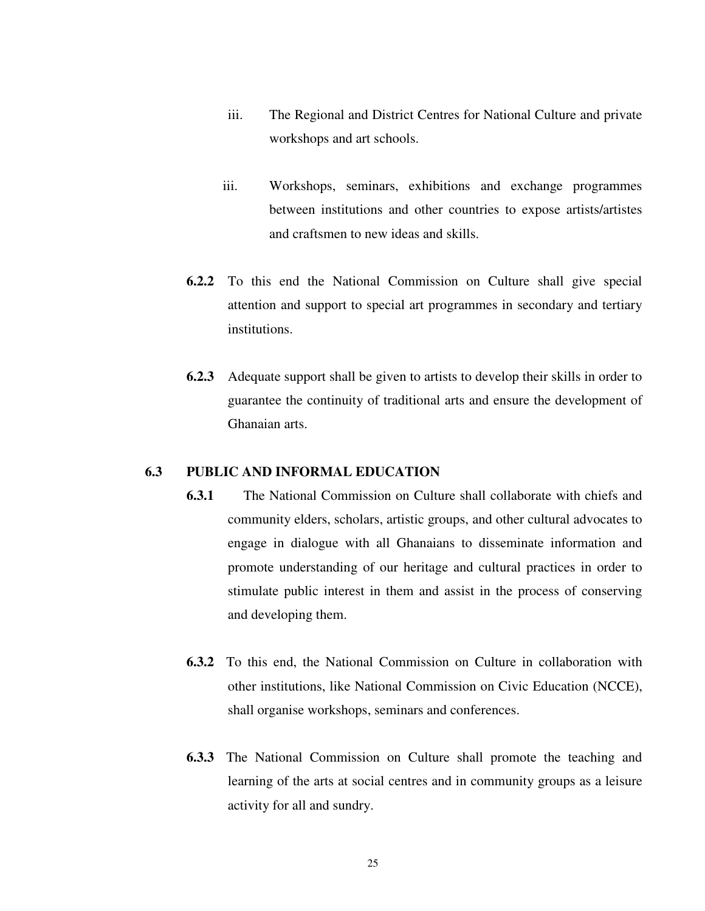iii. The Regional and District Centres for National Culture and private workshops and art schools.

iii. Workshops, seminars, exhibitions and exchange programmes between institutions and other countries to expose artists/artistes and craftsmen to new ideas and skills.

**6.2.2** To this end the National Commission on Culture shall give special attention and support to special art programmes in secondary and tertiary institutions.

**6.2.3** Adequate support shall be given to artists to develop their skills in order to guarantee the continuity of traditional arts and ensure the development of Ghanaian arts.

### 6.3 PUBLIC AND INFORMAL EDUCATION

**6.3.1** The National Commission on Culture shall collaborate with chiefs and community elders, scholars, artistic groups, and other cultural advocates to engage in dialogue with all Ghanaians to disseminate information and promote understanding of our heritage and cultural practices in order to stimulate public interest in them and assist in the process of conserving and developing them.

**6.3.2** To this end, the National Commission on Culture in collaboration with other institutions, like National Commission on Civic Education (NCCE), shall organise workshops, seminars and conferences.

**6.3.3** The National Commission on Culture shall promote the teaching and learning of the arts at social centres and in community groups as a leisure activity for all and sundry.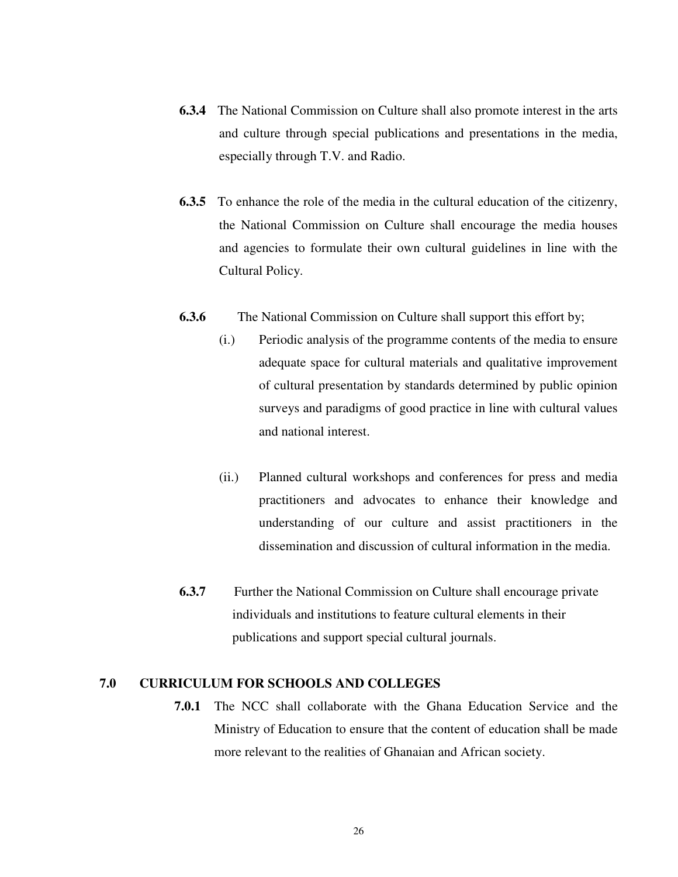**6.3.4** The National Commission on Culture shall also promote interest in the arts and culture through special publications and presentations in the media, especially through T.V. and Radio.

**6.3.5** To enhance the role of the media in the cultural education of the citizenry, the National Commission on Culture shall encourage the media houses and agencies to formulate their own cultural guidelines in line with the Cultural Policy.

**6.3.6** The National Commission on Culture shall support this effort by;

(i.) Periodic analysis of the programme contents of the media to ensure adequate space for cultural materials and qualitative improvement of cultural presentation by standards determined by public opinion surveys and paradigms of good practice in line with cultural values and national interest.

(ii.) Planned cultural workshops and conferences for press and media practitioners and advocates to enhance their knowledge and understanding of our culture and assist practitioners in the dissemination and discussion of cultural information in the media.

**6.3.7** Further the National Commission on Culture shall encourage private individuals and institutions to feature cultural elements in their publications and support special cultural journals.

## 7.0 CURRICULUM FOR SCHOOLS AND COLLEGES

**7.0.1** The NCC shall collaborate with the Ghana Education Service and the Ministry of Education to ensure that the content of education shall be made more relevant to the realities of Ghanaian and African society.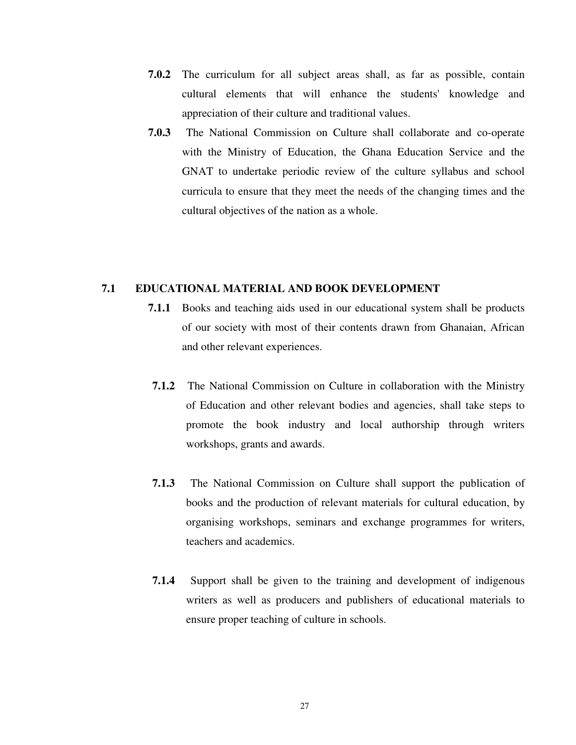**7.0.2** The curriculum for all subject areas shall, as far as possible, contain cultural elements that will enhance the students' knowledge and appreciation of their culture and traditional values.

**7.0.3** The National Commission on Culture shall collaborate and co-operate with the Ministry of Education, the Ghana Education Service and the GNAT to undertake periodic review of the culture syllabus and school curricula to ensure that they meet the needs of the changing times and the cultural objectives of the nation as a whole.

## 7.1 EDUCATIONAL MATERIAL AND BOOK DEVELOPMENT

**7.1.1** Books and teaching aids used in our educational system shall be products of our society with most of their contents drawn from Ghanaian, African and other relevant experiences.

**7.1.2** The National Commission on Culture in collaboration with the Ministry of Education and other relevant bodies and agencies, shall take steps to promote the book industry and local authorship through writers workshops, grants and awards.

**7.1.3** The National Commission on Culture shall support the publication of books and the production of relevant materials for cultural education, by organising workshops, seminars and exchange programmes for writers, teachers and academics.

**7.1.4** Support shall be given to the training and development of indigenous writers as well as producers and publishers of educational materials to ensure proper teaching of culture in schools.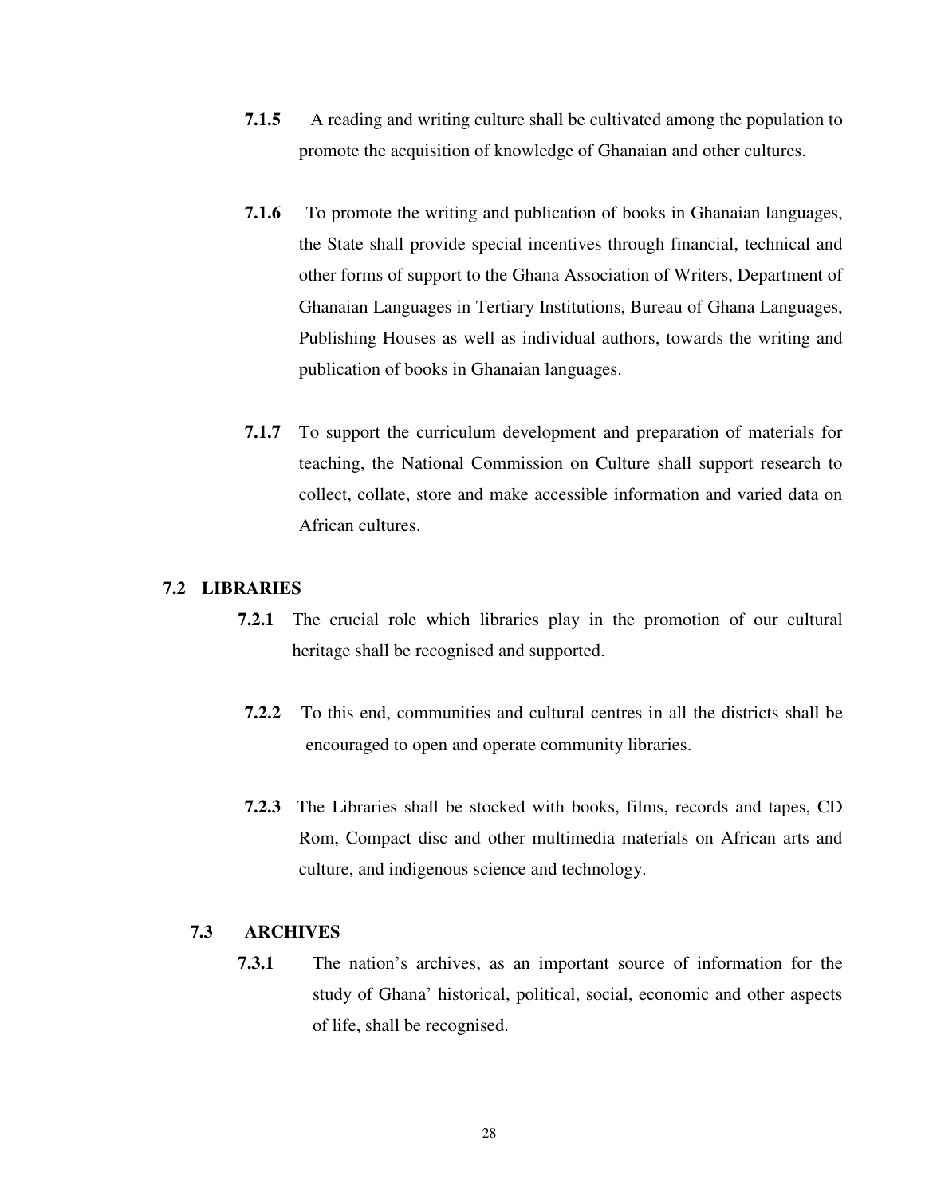**7.1.5** A reading and writing culture shall be cultivated among the population to promote the acquisition of knowledge of Ghanaian and other cultures.

**7.1.6** To promote the writing and publication of books in Ghanaian languages, the State shall provide special incentives through financial, technical and other forms of support to the Ghana Association of Writers, Department of Ghanaian Languages in Tertiary Institutions, Bureau of Ghana Languages, Publishing Houses as well as individual authors, towards the writing and publication of books in Ghanaian languages.

**7.1.7** To support the curriculum development and preparation of materials for teaching, the National Commission on Culture shall support research to collect, collate, store and make accessible information and varied data on African cultures.

## 7.2 LIBRARIES

**7.2.1** The crucial role which libraries play in the promotion of our cultural heritage shall be recognised and supported.

**7.2.2** To this end, communities and cultural centres in all the districts shall be encouraged to open and operate community libraries.

**7.2.3** The Libraries shall be stocked with books, films, records and tapes, CD Rom, Compact disc and other multimedia materials on African arts and culture, and indigenous science and technology.

## 7.3 ARCHIVES

**7.3.1** The nation's archives, as an important source of information for the study of Ghana' historical, political, social, economic and other aspects of life, shall be recognised.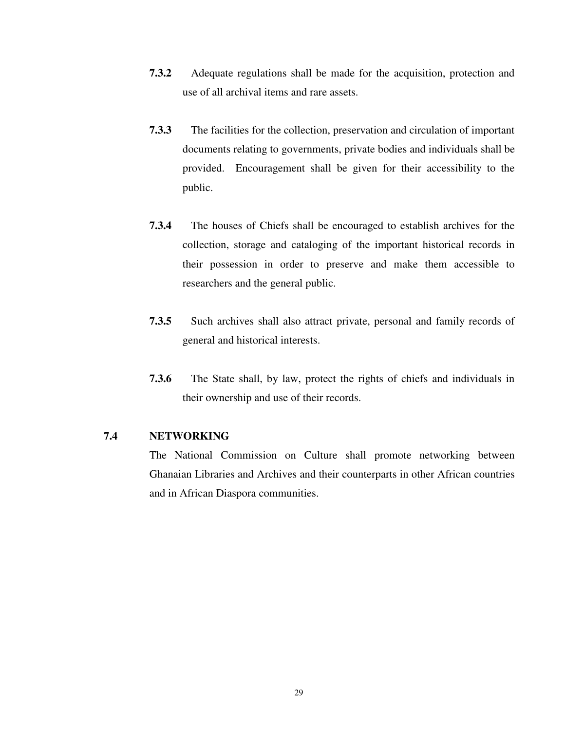**7.3.2** Adequate regulations shall be made for the acquisition, protection and use of all archival items and rare assets.

**7.3.3** The facilities for the collection, preservation and circulation of important documents relating to governments, private bodies and individuals shall be provided. Encouragement shall be given for their accessibility to the public.

**7.3.4** The houses of Chiefs shall be encouraged to establish archives for the collection, storage and cataloging of the important historical records in their possession in order to preserve and make them accessible to researchers and the general public.

**7.3.5** Such archives shall also attract private, personal and family records of general and historical interests.

**7.3.6** The State shall, by law, protect the rights of chiefs and individuals in their ownership and use of their records.

## 7.4 NETWORKING

The National Commission on Culture shall promote networking between Ghanaian Libraries and Archives and their counterparts in other African countries and in African Diaspora communities.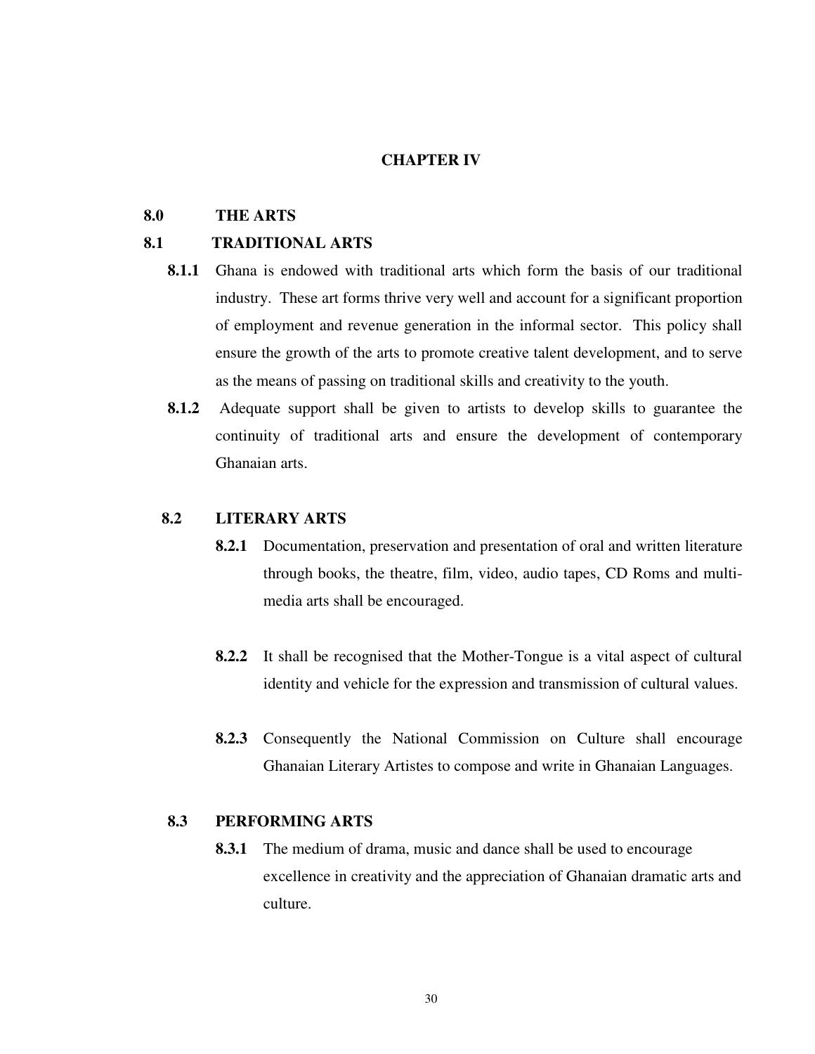# CHAPTER IV

## 8.0 THE ARTS

### 8.1 TRADITIONAL ARTS

**8.1.1** Ghana is endowed with traditional arts which form the basis of our traditional industry. These art forms thrive very well and account for a significant proportion of employment and revenue generation in the informal sector. This policy shall ensure the growth of the arts to promote creative talent development, and to serve as the means of passing on traditional skills and creativity to the youth.

**8.1.2** Adequate support shall be given to artists to develop skills to guarantee the continuity of traditional arts and ensure the development of contemporary Ghanaian arts.

### 8.2 LITERARY ARTS

**8.2.1** Documentation, preservation and presentation of oral and written literature through books, the theatre, film, video, audio tapes, CD Roms and multi-media arts shall be encouraged.

**8.2.2** It shall be recognised that the Mother-Tongue is a vital aspect of cultural identity and vehicle for the expression and transmission of cultural values.

**8.2.3** Consequently the National Commission on Culture shall encourage Ghanaian Literary Artistes to compose and write in Ghanaian Languages.

### 8.3 PERFORMING ARTS

**8.3.1** The medium of drama, music and dance shall be used to encourage excellence in creativity and the appreciation of Ghanaian dramatic arts and culture.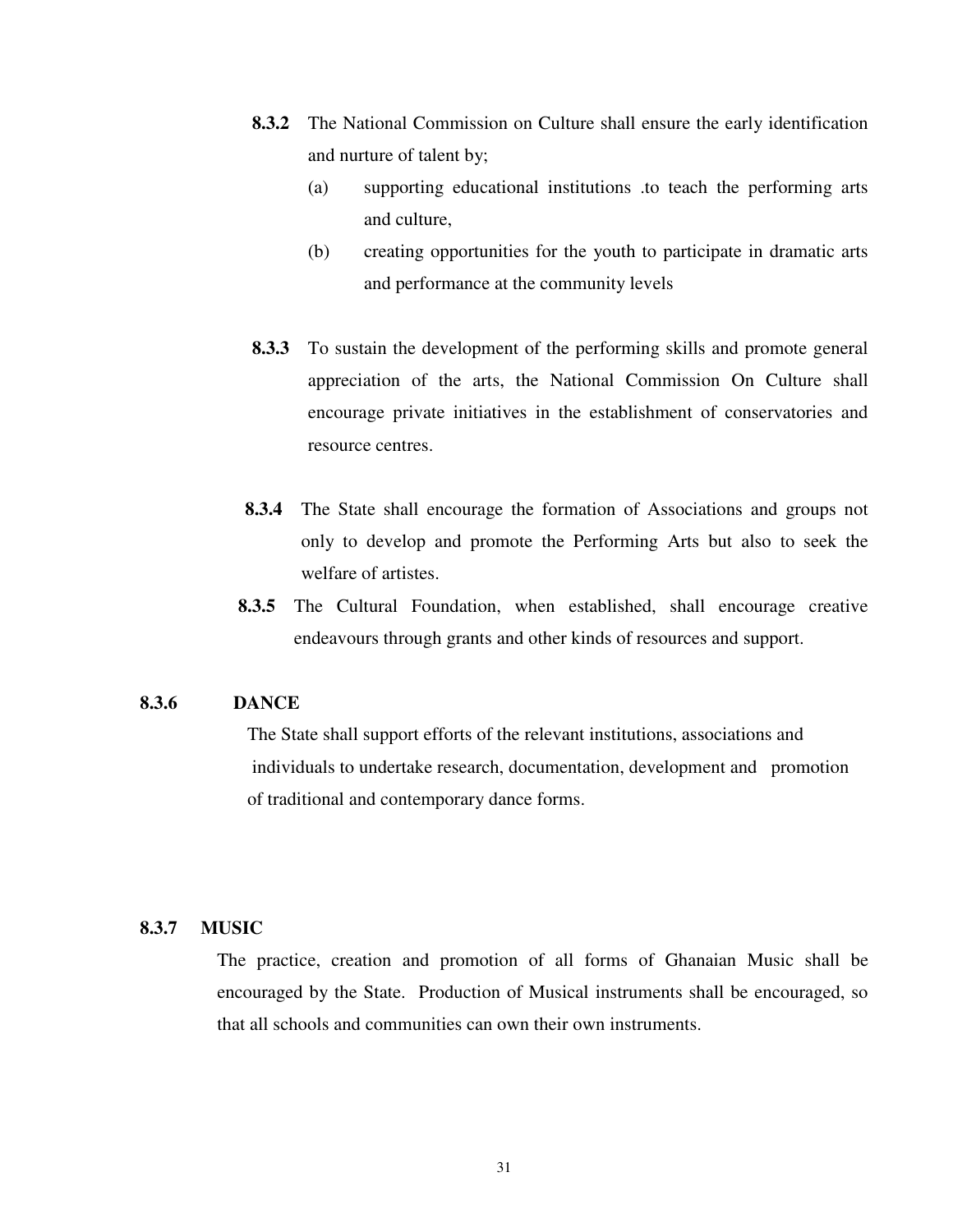**8.3.2** The National Commission on Culture shall ensure the early identification and nurture of talent by;

(a) supporting educational institutions .to teach the performing arts and culture,

(b) creating opportunities for the youth to participate in dramatic arts and performance at the community levels

**8.3.3** To sustain the development of the performing skills and promote general appreciation of the arts, the National Commission On Culture shall encourage private initiatives in the establishment of conservatories and resource centres.

**8.3.4** The State shall encourage the formation of Associations and groups not only to develop and promote the Performing Arts but also to seek the welfare of artistes.

**8.3.5** The Cultural Foundation, when established, shall encourage creative endeavours through grants and other kinds of resources and support.

### 8.3.6 DANCE

The State shall support efforts of the relevant institutions, associations and individuals to undertake research, documentation, development and promotion of traditional and contemporary dance forms.

### 8.3.7 MUSIC

The practice, creation and promotion of all forms of Ghanaian Music shall be encouraged by the State. Production of Musical instruments shall be encouraged, so that all schools and communities can own their own instruments.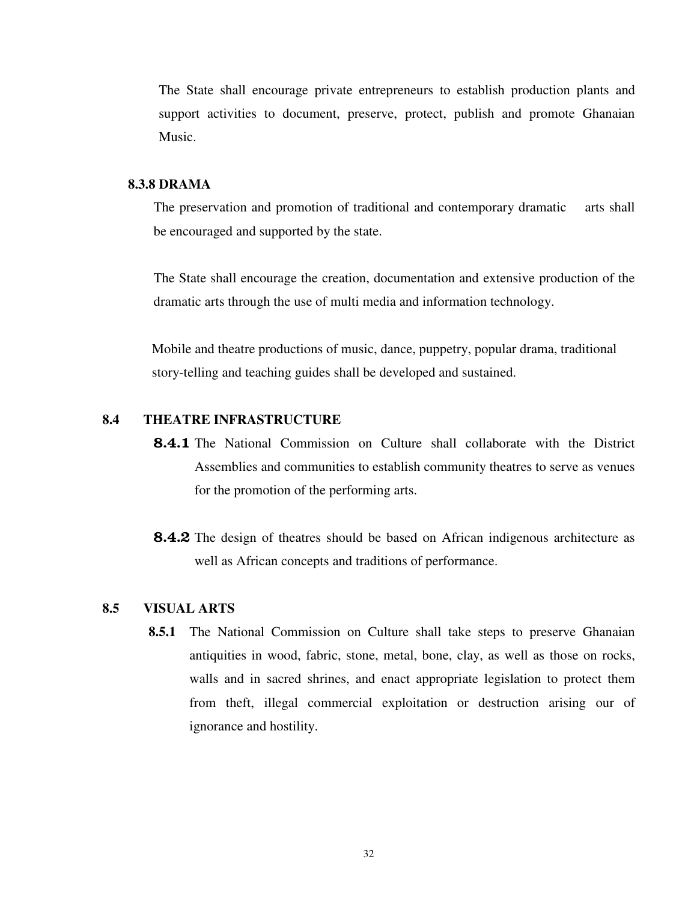The State shall encourage private entrepreneurs to establish production plants and support activities to document, preserve, protect, publish and promote Ghanaian Music.

#### 8.3.8 DRAMA

The preservation and promotion of traditional and contemporary dramatic arts shall be encouraged and supported by the state.

The State shall encourage the creation, documentation and extensive production of the dramatic arts through the use of multi media and information technology.

Mobile and theatre productions of music, dance, puppetry, popular drama, traditional story-telling and teaching guides shall be developed and sustained.

### 8.4 THEATRE INFRASTRUCTURE

**8.4.1** The National Commission on Culture shall collaborate with the District Assemblies and communities to establish community theatres to serve as venues for the promotion of the performing arts.

**8.4.2** The design of theatres should be based on African indigenous architecture as well as African concepts and traditions of performance.

### 8.5 VISUAL ARTS

**8.5.1** The National Commission on Culture shall take steps to preserve Ghanaian antiquities in wood, fabric, stone, metal, bone, clay, as well as those on rocks, walls and in sacred shrines, and enact appropriate legislation to protect them from theft, illegal commercial exploitation or destruction arising our of ignorance and hostility.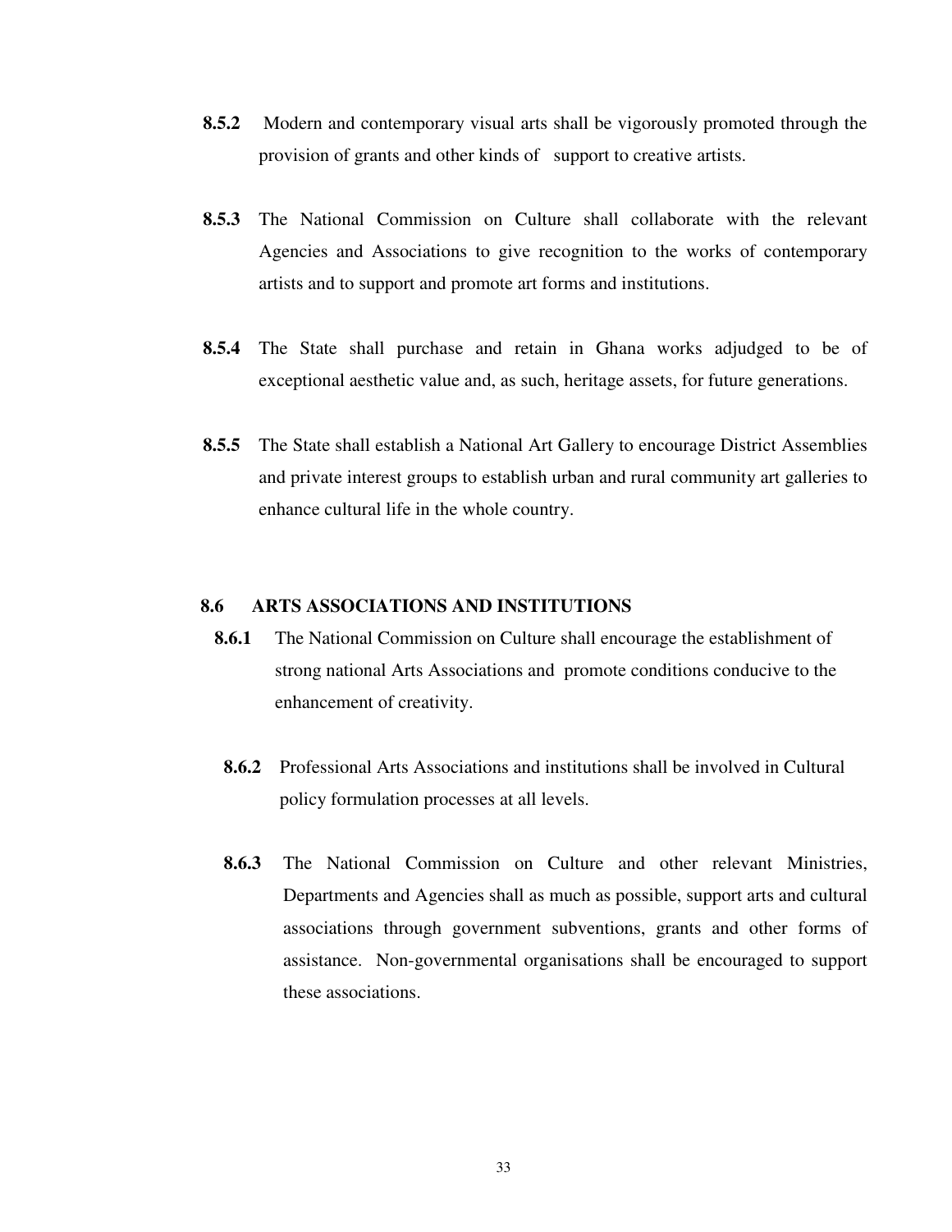**8.5.2** Modern and contemporary visual arts shall be vigorously promoted through the provision of grants and other kinds of support to creative artists.

**8.5.3** The National Commission on Culture shall collaborate with the relevant Agencies and Associations to give recognition to the works of contemporary artists and to support and promote art forms and institutions.

**8.5.4** The State shall purchase and retain in Ghana works adjudged to be of exceptional aesthetic value and, as such, heritage assets, for future generations.

**8.5.5** The State shall establish a National Art Gallery to encourage District Assemblies and private interest groups to establish urban and rural community art galleries to enhance cultural life in the whole country.

## 8.6 ARTS ASSOCIATIONS AND INSTITUTIONS

**8.6.1** The National Commission on Culture shall encourage the establishment of strong national Arts Associations and promote conditions conducive to the enhancement of creativity.

**8.6.2** Professional Arts Associations and institutions shall be involved in Cultural policy formulation processes at all levels.

**8.6.3** The National Commission on Culture and other relevant Ministries, Departments and Agencies shall as much as possible, support arts and cultural associations through government subventions, grants and other forms of assistance. Non-governmental organisations shall be encouraged to support these associations.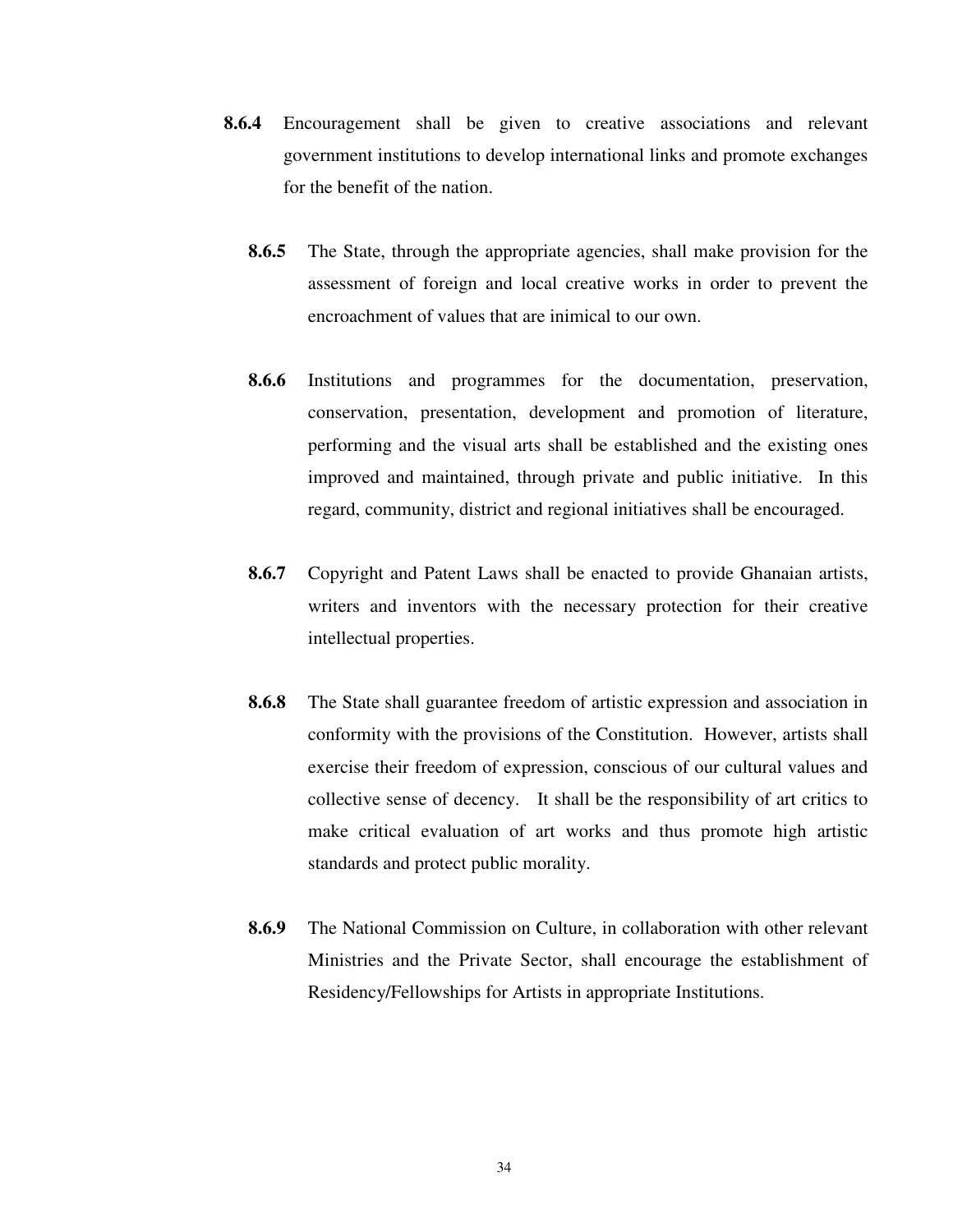**8.6.4** Encouragement shall be given to creative associations and relevant government institutions to develop international links and promote exchanges for the benefit of the nation.

**8.6.5** The State, through the appropriate agencies, shall make provision for the assessment of foreign and local creative works in order to prevent the encroachment of values that are inimical to our own.

**8.6.6** Institutions and programmes for the documentation, preservation, conservation, presentation, development and promotion of literature, performing and the visual arts shall be established and the existing ones improved and maintained, through private and public initiative. In this regard, community, district and regional initiatives shall be encouraged.

**8.6.7** Copyright and Patent Laws shall be enacted to provide Ghanaian artists, writers and inventors with the necessary protection for their creative intellectual properties.

**8.6.8** The State shall guarantee freedom of artistic expression and association in conformity with the provisions of the Constitution. However, artists shall exercise their freedom of expression, conscious of our cultural values and collective sense of decency. It shall be the responsibility of art critics to make critical evaluation of art works and thus promote high artistic standards and protect public morality.

**8.6.9** The National Commission on Culture, in collaboration with other relevant Ministries and the Private Sector, shall encourage the establishment of Residency/Fellowships for Artists in appropriate Institutions.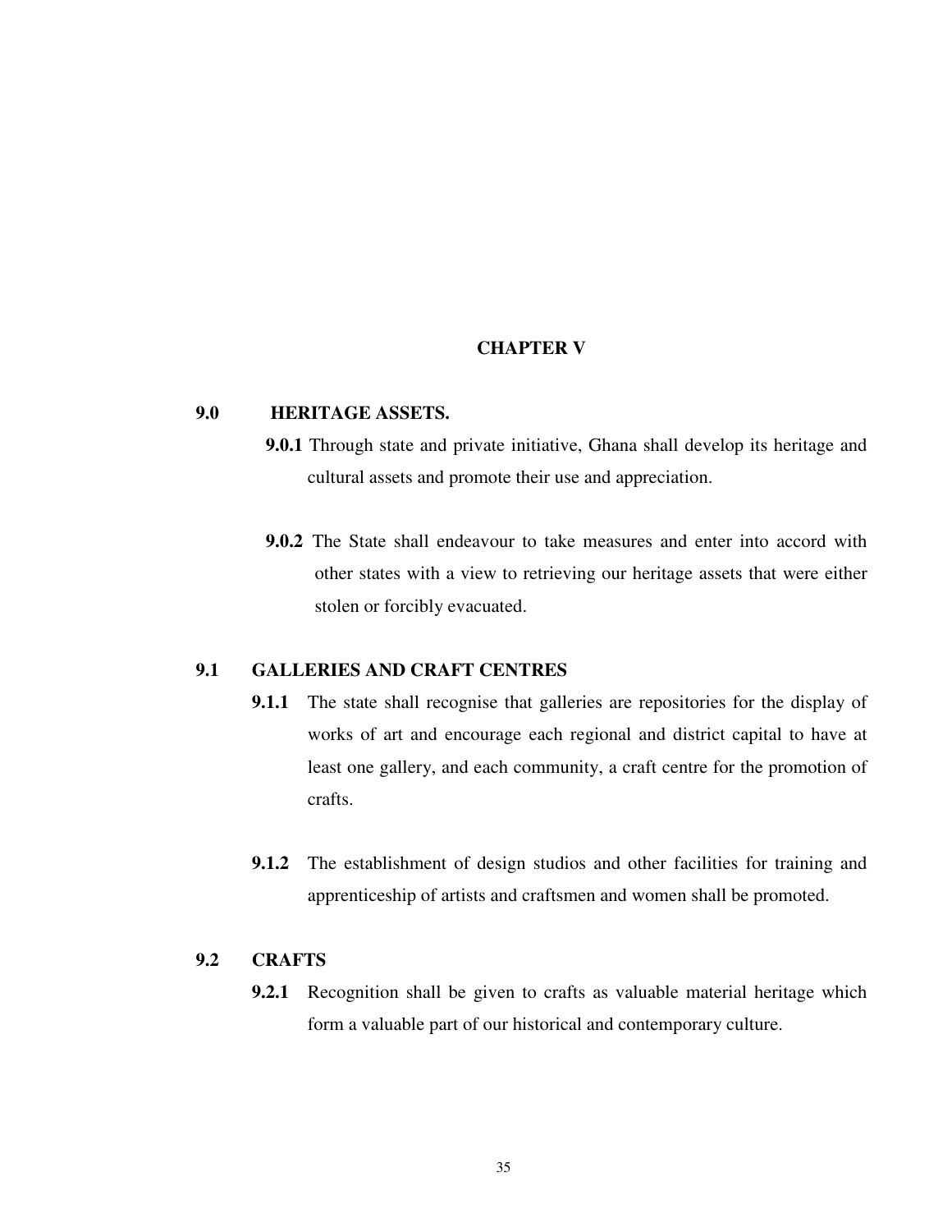# CHAPTER V

## 9.0 HERITAGE ASSETS.

**9.0.1** Through state and private initiative, Ghana shall develop its heritage and cultural assets and promote their use and appreciation.

**9.0.2** The State shall endeavour to take measures and enter into accord with other states with a view to retrieving our heritage assets that were either stolen or forcibly evacuated.

## 9.1 GALLERIES AND CRAFT CENTRES

**9.1.1** The state shall recognise that galleries are repositories for the display of works of art and encourage each regional and district capital to have at least one gallery, and each community, a craft centre for the promotion of crafts.

**9.1.2** The establishment of design studios and other facilities for training and apprenticeship of artists and craftsmen and women shall be promoted.

## 9.2 CRAFTS

**9.2.1** Recognition shall be given to crafts as valuable material heritage which form a valuable part of our historical and contemporary culture.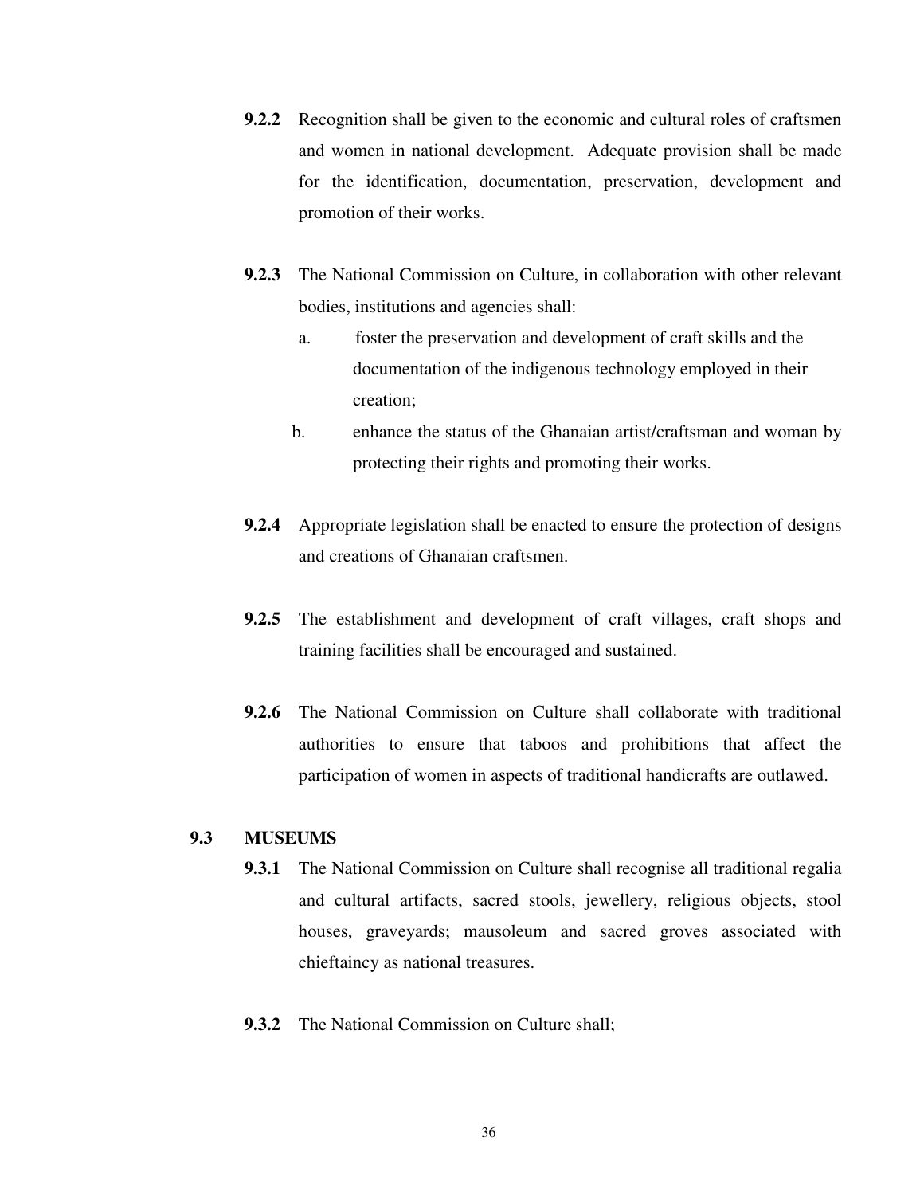**9.2.2** Recognition shall be given to the economic and cultural roles of craftsmen and women in national development. Adequate provision shall be made for the identification, documentation, preservation, development and promotion of their works.

**9.2.3** The National Commission on Culture, in collaboration with other relevant bodies, institutions and agencies shall:

a. foster the preservation and development of craft skills and the documentation of the indigenous technology employed in their creation;

b. enhance the status of the Ghanaian artist/craftsman and woman by protecting their rights and promoting their works.

**9.2.4** Appropriate legislation shall be enacted to ensure the protection of designs and creations of Ghanaian craftsmen.

**9.2.5** The establishment and development of craft villages, craft shops and training facilities shall be encouraged and sustained.

**9.2.6** The National Commission on Culture shall collaborate with traditional authorities to ensure that taboos and prohibitions that affect the participation of women in aspects of traditional handicrafts are outlawed.

## 9.3 MUSEUMS

**9.3.1** The National Commission on Culture shall recognise all traditional regalia and cultural artifacts, sacred stools, jewellery, religious objects, stool houses, graveyards; mausoleum and sacred groves associated with chieftaincy as national treasures.

**9.3.2** The National Commission on Culture shall;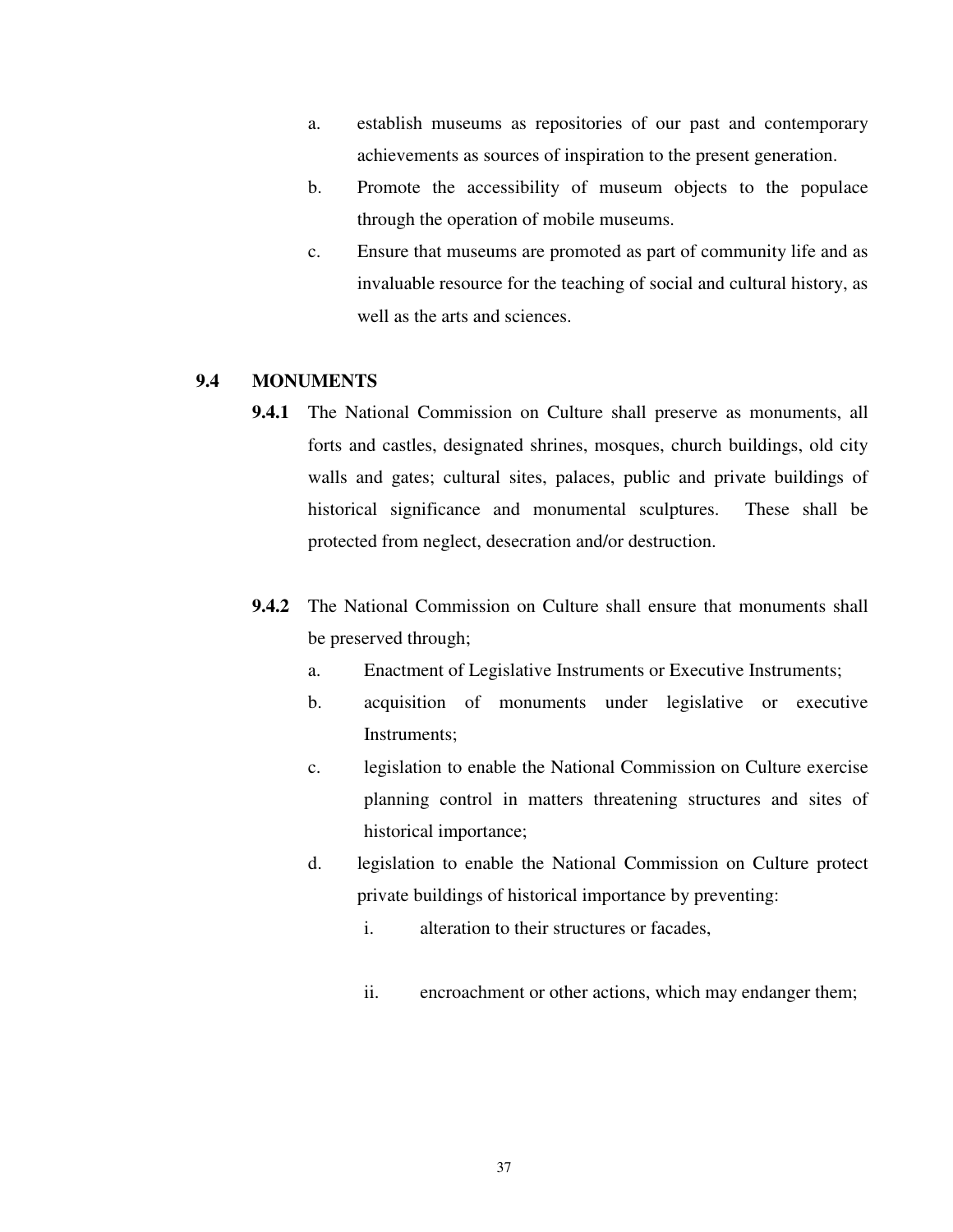a. establish museums as repositories of our past and contemporary achievements as sources of inspiration to the present generation.

b. Promote the accessibility of museum objects to the populace through the operation of mobile museums.

c. Ensure that museums are promoted as part of community life and as invaluable resource for the teaching of social and cultural history, as well as the arts and sciences.

## 9.4 MONUMENTS

**9.4.1** The National Commission on Culture shall preserve as monuments, all forts and castles, designated shrines, mosques, church buildings, old city walls and gates; cultural sites, palaces, public and private buildings of historical significance and monumental sculptures. These shall be protected from neglect, desecration and/or destruction.

**9.4.2** The National Commission on Culture shall ensure that monuments shall be preserved through;

a. Enactment of Legislative Instruments or Executive Instruments;

b. acquisition of monuments under legislative or executive Instruments;

c. legislation to enable the National Commission on Culture exercise planning control in matters threatening structures and sites of historical importance;

d. legislation to enable the National Commission on Culture protect private buildings of historical importance by preventing:

   i. alteration to their structures or facades,

   ii. encroachment or other actions, which may endanger them;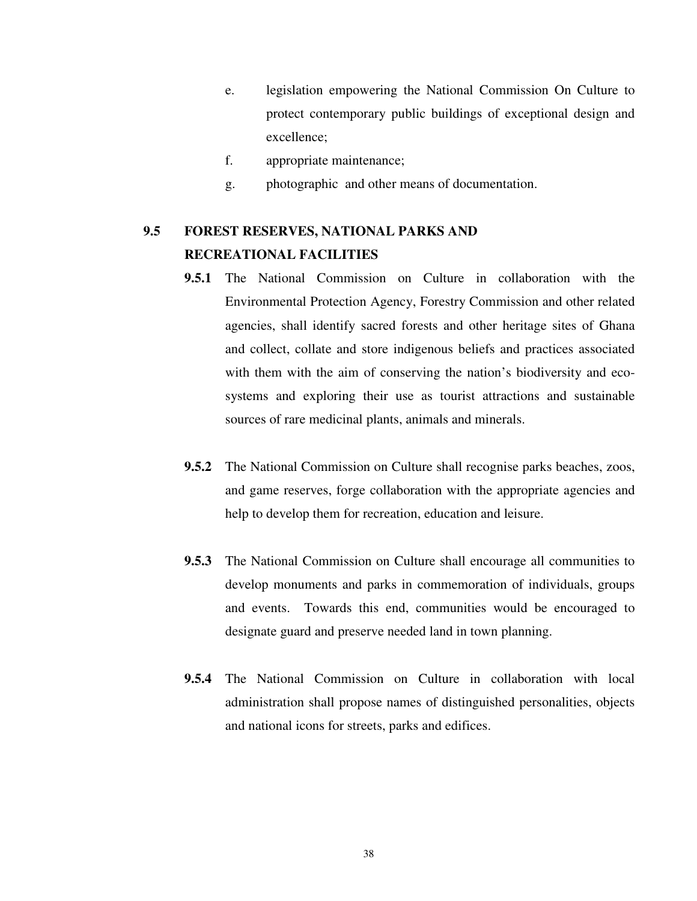e. legislation empowering the National Commission On Culture to protect contemporary public buildings of exceptional design and excellence;

f. appropriate maintenance;

g. photographic and other means of documentation.

## 9.5 FOREST RESERVES, NATIONAL PARKS AND RECREATIONAL FACILITIES

**9.5.1** The National Commission on Culture in collaboration with the Environmental Protection Agency, Forestry Commission and other related agencies, shall identify sacred forests and other heritage sites of Ghana and collect, collate and store indigenous beliefs and practices associated with them with the aim of conserving the nation's biodiversity and eco-systems and exploring their use as tourist attractions and sustainable sources of rare medicinal plants, animals and minerals.

**9.5.2** The National Commission on Culture shall recognise parks beaches, zoos, and game reserves, forge collaboration with the appropriate agencies and help to develop them for recreation, education and leisure.

**9.5.3** The National Commission on Culture shall encourage all communities to develop monuments and parks in commemoration of individuals, groups and events. Towards this end, communities would be encouraged to designate guard and preserve needed land in town planning.

**9.5.4** The National Commission on Culture in collaboration with local administration shall propose names of distinguished personalities, objects and national icons for streets, parks and edifices.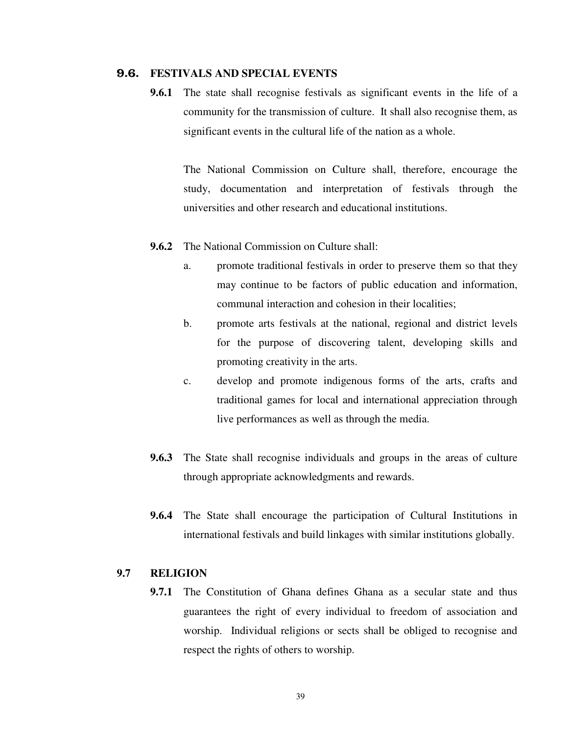## 9.6. FESTIVALS AND SPECIAL EVENTS

**9.6.1** The state shall recognise festivals as significant events in the life of a community for the transmission of culture. It shall also recognise them, as significant events in the cultural life of the nation as a whole.

The National Commission on Culture shall, therefore, encourage the study, documentation and interpretation of festivals through the universities and other research and educational institutions.

**9.6.2** The National Commission on Culture shall:

a. promote traditional festivals in order to preserve them so that they may continue to be factors of public education and information, communal interaction and cohesion in their localities;

b. promote arts festivals at the national, regional and district levels for the purpose of discovering talent, developing skills and promoting creativity in the arts.

c. develop and promote indigenous forms of the arts, crafts and traditional games for local and international appreciation through live performances as well as through the media.

**9.6.3** The State shall recognise individuals and groups in the areas of culture through appropriate acknowledgments and rewards.

**9.6.4** The State shall encourage the participation of Cultural Institutions in international festivals and build linkages with similar institutions globally.

## 9.7 RELIGION

**9.7.1** The Constitution of Ghana defines Ghana as a secular state and thus guarantees the right of every individual to freedom of association and worship. Individual religions or sects shall be obliged to recognise and respect the rights of others to worship.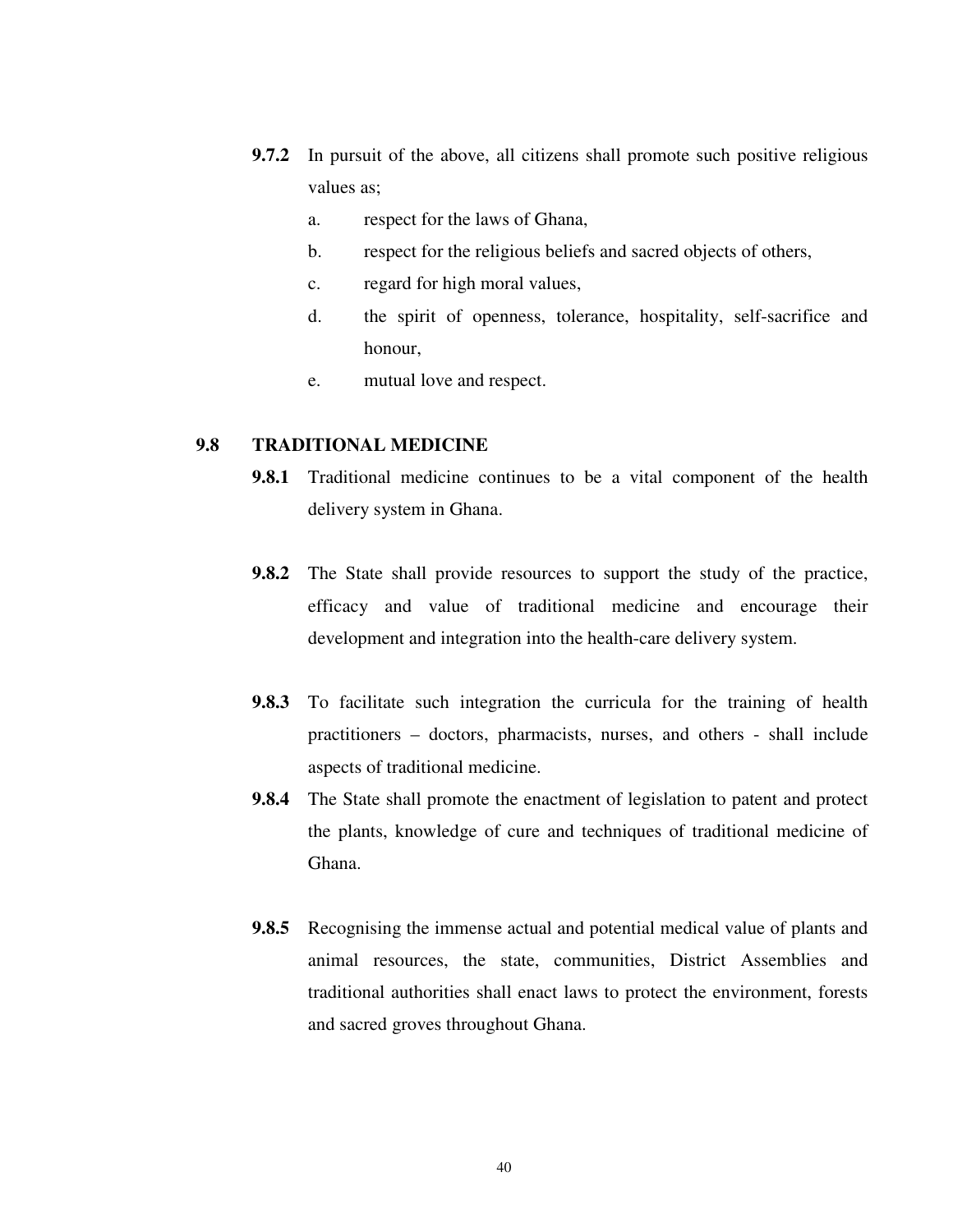**9.7.2** In pursuit of the above, all citizens shall promote such positive religious values as;

a. respect for the laws of Ghana,

b. respect for the religious beliefs and sacred objects of others,

c. regard for high moral values,

d. the spirit of openness, tolerance, hospitality, self-sacrifice and honour,

e. mutual love and respect.

## 9.8 TRADITIONAL MEDICINE

**9.8.1** Traditional medicine continues to be a vital component of the health delivery system in Ghana.

**9.8.2** The State shall provide resources to support the study of the practice, efficacy and value of traditional medicine and encourage their development and integration into the health-care delivery system.

**9.8.3** To facilitate such integration the curricula for the training of health practitioners – doctors, pharmacists, nurses, and others - shall include aspects of traditional medicine.

**9.8.4** The State shall promote the enactment of legislation to patent and protect the plants, knowledge of cure and techniques of traditional medicine of Ghana.

**9.8.5** Recognising the immense actual and potential medical value of plants and animal resources, the state, communities, District Assemblies and traditional authorities shall enact laws to protect the environment, forests and sacred groves throughout Ghana.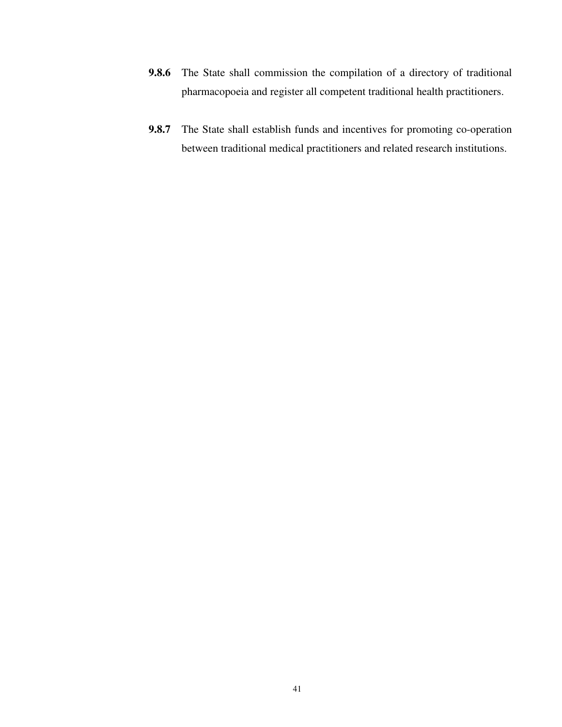**9.8.6** The State shall commission the compilation of a directory of traditional pharmacopoeia and register all competent traditional health practitioners.

**9.8.7** The State shall establish funds and incentives for promoting co-operation between traditional medical practitioners and related research institutions.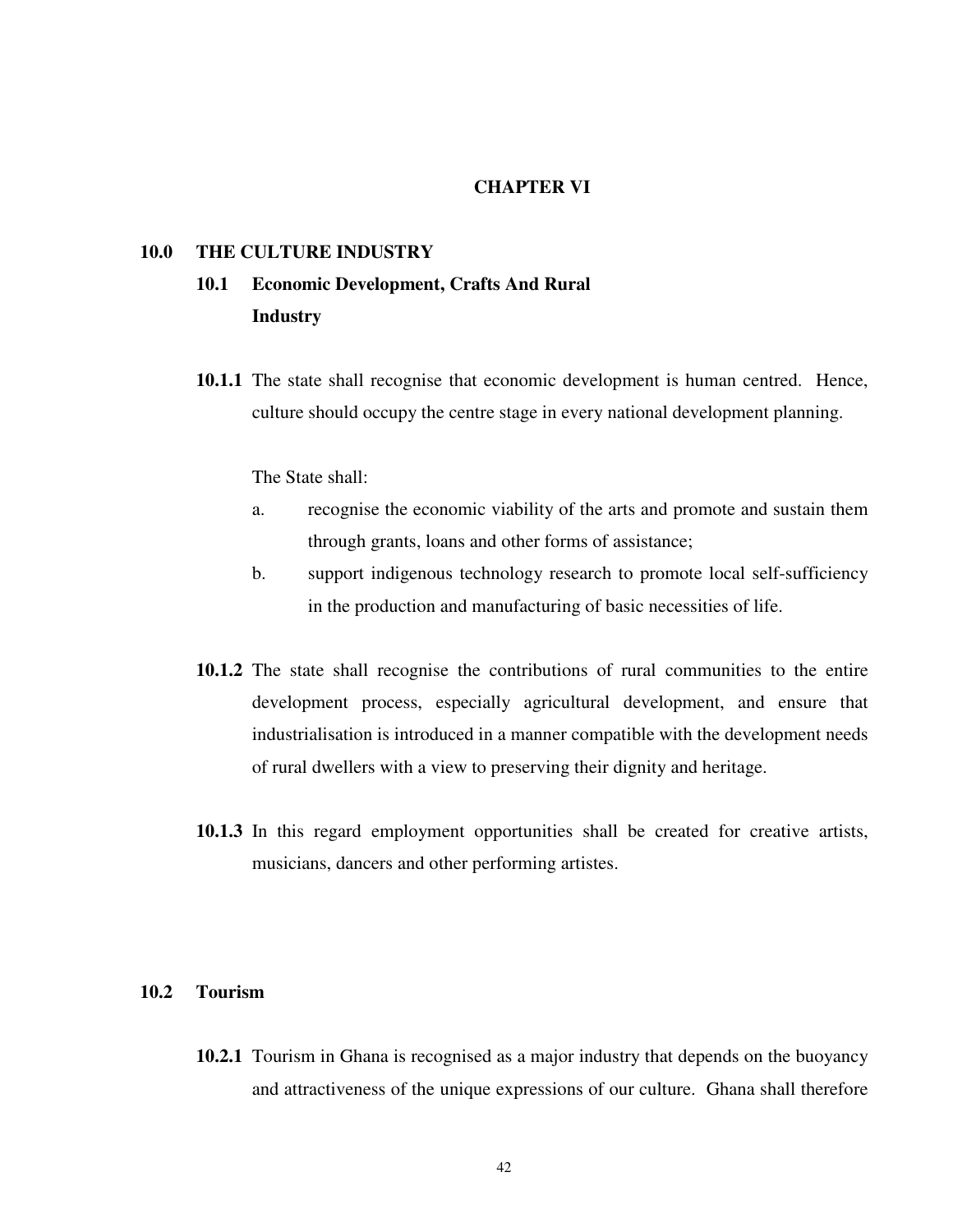# CHAPTER VI

## 10.0 THE CULTURE INDUSTRY

### 10.1 Economic Development, Crafts And Rural Industry

**10.1.1** The state shall recognise that economic development is human centred. Hence, culture should occupy the centre stage in every national development planning.

The State shall:

a. recognise the economic viability of the arts and promote and sustain them through grants, loans and other forms of assistance;

b. support indigenous technology research to promote local self-sufficiency in the production and manufacturing of basic necessities of life.

**10.1.2** The state shall recognise the contributions of rural communities to the entire development process, especially agricultural development, and ensure that industrialisation is introduced in a manner compatible with the development needs of rural dwellers with a view to preserving their dignity and heritage.

**10.1.3** In this regard employment opportunities shall be created for creative artists, musicians, dancers and other performing artistes.

### 10.2 Tourism

**10.2.1** Tourism in Ghana is recognised as a major industry that depends on the buoyancy and attractiveness of the unique expressions of our culture. Ghana shall therefore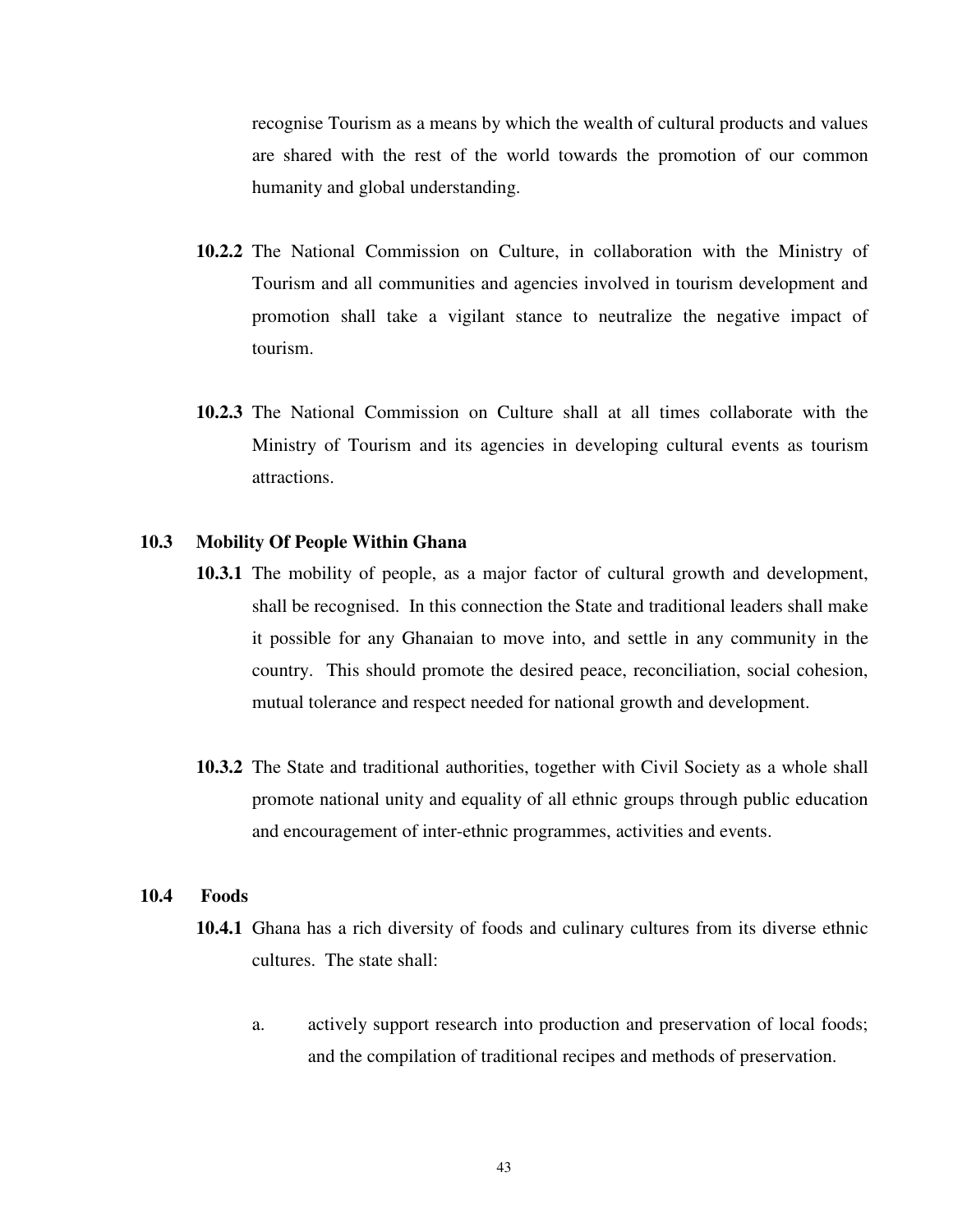recognise Tourism as a means by which the wealth of cultural products and values are shared with the rest of the world towards the promotion of our common humanity and global understanding.

**10.2.2** The National Commission on Culture, in collaboration with the Ministry of Tourism and all communities and agencies involved in tourism development and promotion shall take a vigilant stance to neutralize the negative impact of tourism.

**10.2.3** The National Commission on Culture shall at all times collaborate with the Ministry of Tourism and its agencies in developing cultural events as tourism attractions.

### 10.3 Mobility Of People Within Ghana

**10.3.1** The mobility of people, as a major factor of cultural growth and development, shall be recognised. In this connection the State and traditional leaders shall make it possible for any Ghanaian to move into, and settle in any community in the country. This should promote the desired peace, reconciliation, social cohesion, mutual tolerance and respect needed for national growth and development.

**10.3.2** The State and traditional authorities, together with Civil Society as a whole shall promote national unity and equality of all ethnic groups through public education and encouragement of inter-ethnic programmes, activities and events.

### 10.4 Foods

**10.4.1** Ghana has a rich diversity of foods and culinary cultures from its diverse ethnic cultures. The state shall:

a. actively support research into production and preservation of local foods; and the compilation of traditional recipes and methods of preservation.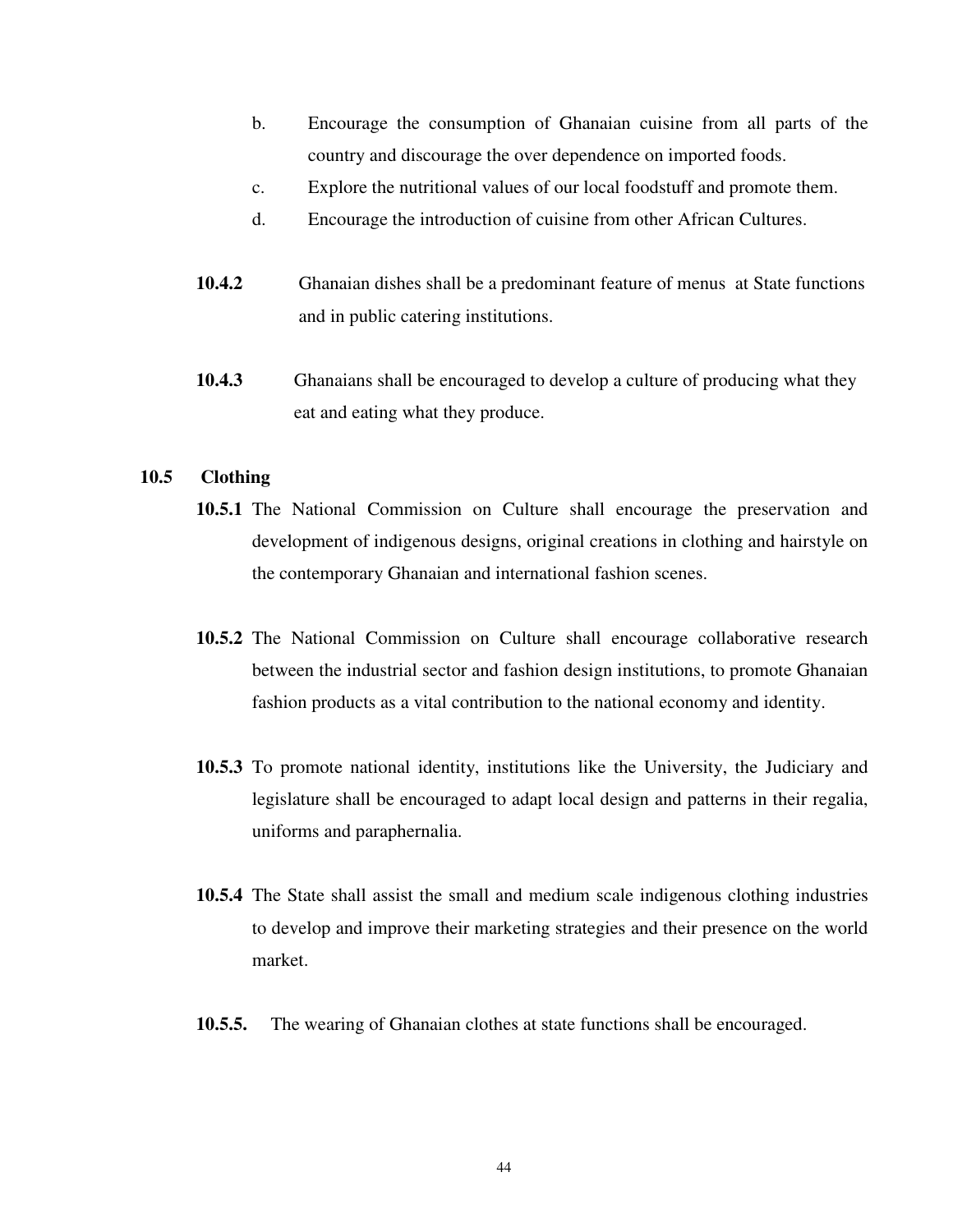b. Encourage the consumption of Ghanaian cuisine from all parts of the country and discourage the over dependence on imported foods.

c. Explore the nutritional values of our local foodstuff and promote them.

d. Encourage the introduction of cuisine from other African Cultures.

**10.4.2** Ghanaian dishes shall be a predominant feature of menus at State functions and in public catering institutions.

**10.4.3** Ghanaians shall be encouraged to develop a culture of producing what they eat and eating what they produce.

## 10.5 Clothing

**10.5.1** The National Commission on Culture shall encourage the preservation and development of indigenous designs, original creations in clothing and hairstyle on the contemporary Ghanaian and international fashion scenes.

**10.5.2** The National Commission on Culture shall encourage collaborative research between the industrial sector and fashion design institutions, to promote Ghanaian fashion products as a vital contribution to the national economy and identity.

**10.5.3** To promote national identity, institutions like the University, the Judiciary and legislature shall be encouraged to adapt local design and patterns in their regalia, uniforms and paraphernalia.

**10.5.4** The State shall assist the small and medium scale indigenous clothing industries to develop and improve their marketing strategies and their presence on the world market.

**10.5.5.** The wearing of Ghanaian clothes at state functions shall be encouraged.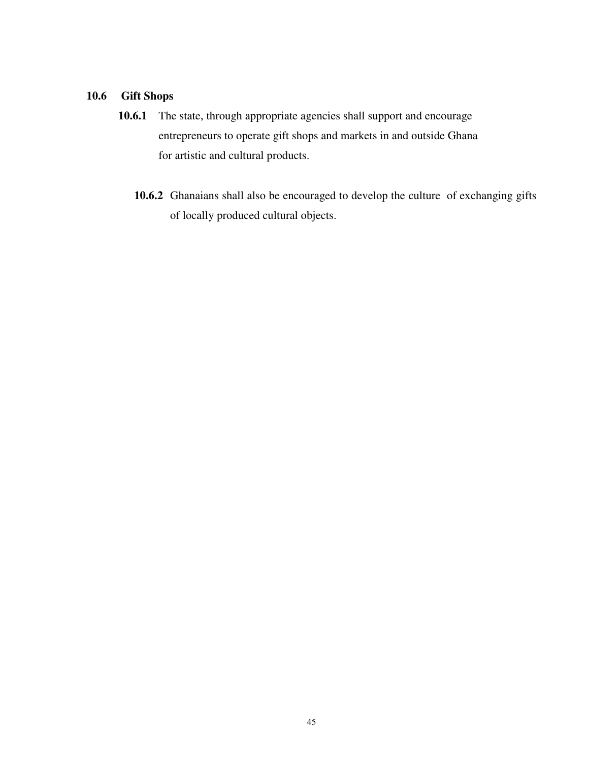## 10.6 Gift Shops

**10.6.1** The state, through appropriate agencies shall support and encourage entrepreneurs to operate gift shops and markets in and outside Ghana for artistic and cultural products.

**10.6.2** Ghanaians shall also be encouraged to develop the culture of exchanging gifts of locally produced cultural objects.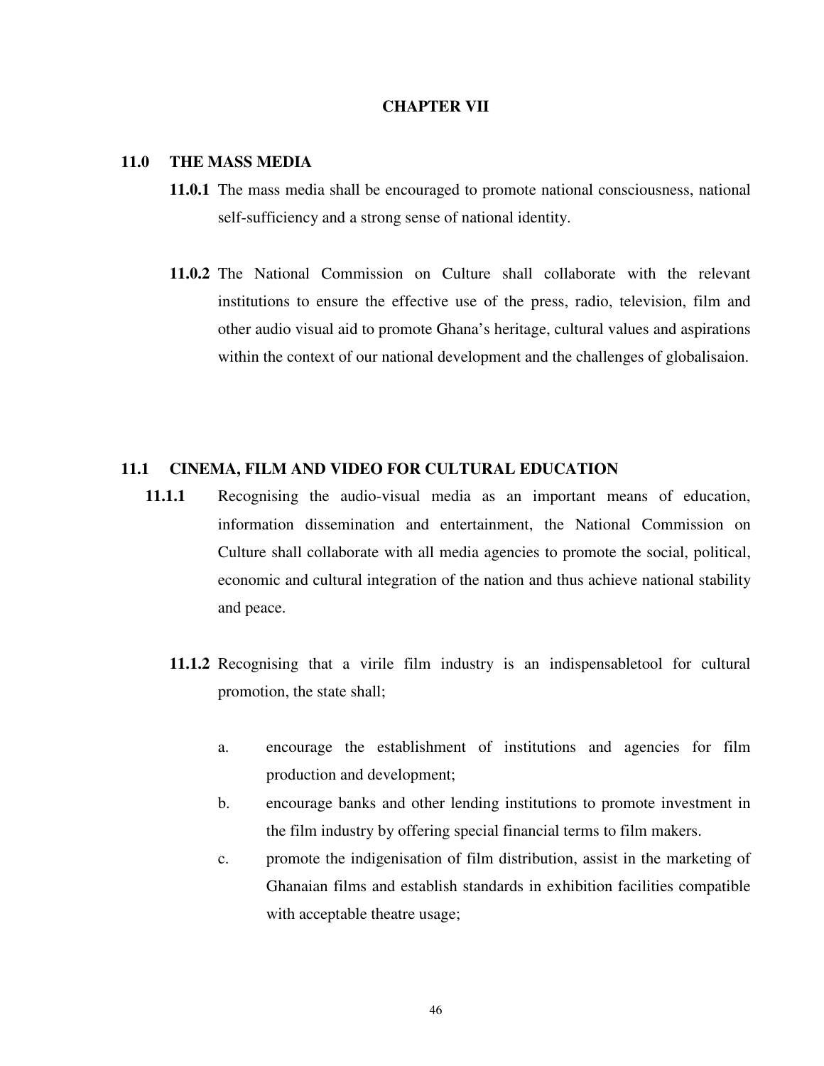## CHAPTER VII

### 11.0 THE MASS MEDIA

**11.0.1** The mass media shall be encouraged to promote national consciousness, national self-sufficiency and a strong sense of national identity.

**11.0.2** The National Commission on Culture shall collaborate with the relevant institutions to ensure the effective use of the press, radio, television, film and other audio visual aid to promote Ghana's heritage, cultural values and aspirations within the context of our national development and the challenges of globalisaion.

### 11.1 CINEMA, FILM AND VIDEO FOR CULTURAL EDUCATION

**11.1.1** Recognising the audio-visual media as an important means of education, information dissemination and entertainment, the National Commission on Culture shall collaborate with all media agencies to promote the social, political, economic and cultural integration of the nation and thus achieve national stability and peace.

**11.1.2** Recognising that a virile film industry is an indispensabletool for cultural promotion, the state shall;

a. encourage the establishment of institutions and agencies for film production and development;

b. encourage banks and other lending institutions to promote investment in the film industry by offering special financial terms to film makers.

c. promote the indigenisation of film distribution, assist in the marketing of Ghanaian films and establish standards in exhibition facilities compatible with acceptable theatre usage;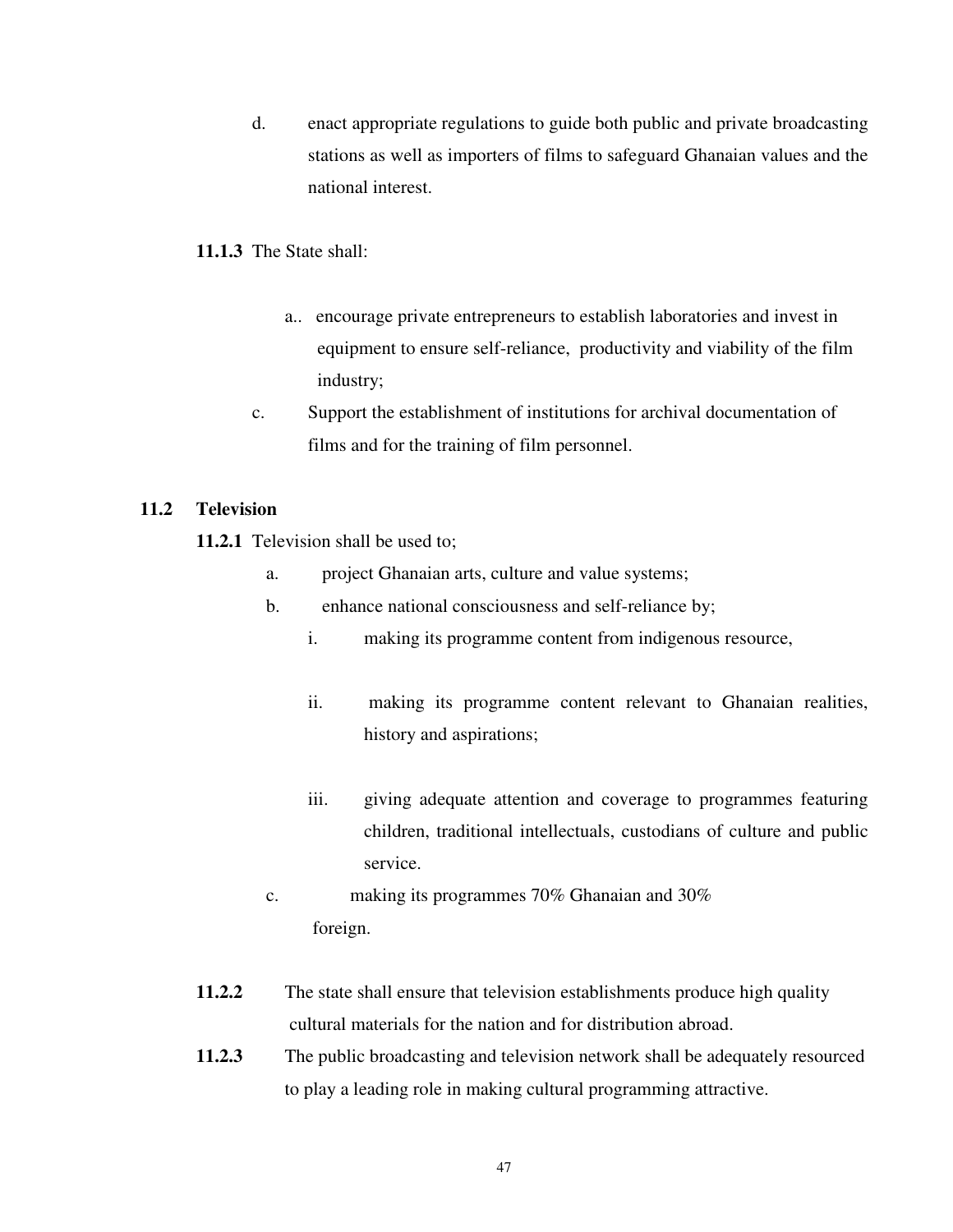d. enact appropriate regulations to guide both public and private broadcasting stations as well as importers of films to safeguard Ghanaian values and the national interest.

**11.1.3** The State shall:

a.. encourage private entrepreneurs to establish laboratories and invest in equipment to ensure self-reliance, productivity and viability of the film industry;

c. Support the establishment of institutions for archival documentation of films and for the training of film personnel.

## 11.2 Television

**11.2.1** Television shall be used to;

a. project Ghanaian arts, culture and value systems;

b. enhance national consciousness and self-reliance by;

   i. making its programme content from indigenous resource,

   ii. making its programme content relevant to Ghanaian realities, history and aspirations;

   iii. giving adequate attention and coverage to programmes featuring children, traditional intellectuals, custodians of culture and public service.

c. making its programmes 70% Ghanaian and 30% foreign.

**11.2.2** The state shall ensure that television establishments produce high quality cultural materials for the nation and for distribution abroad.

**11.2.3** The public broadcasting and television network shall be adequately resourced to play a leading role in making cultural programming attractive.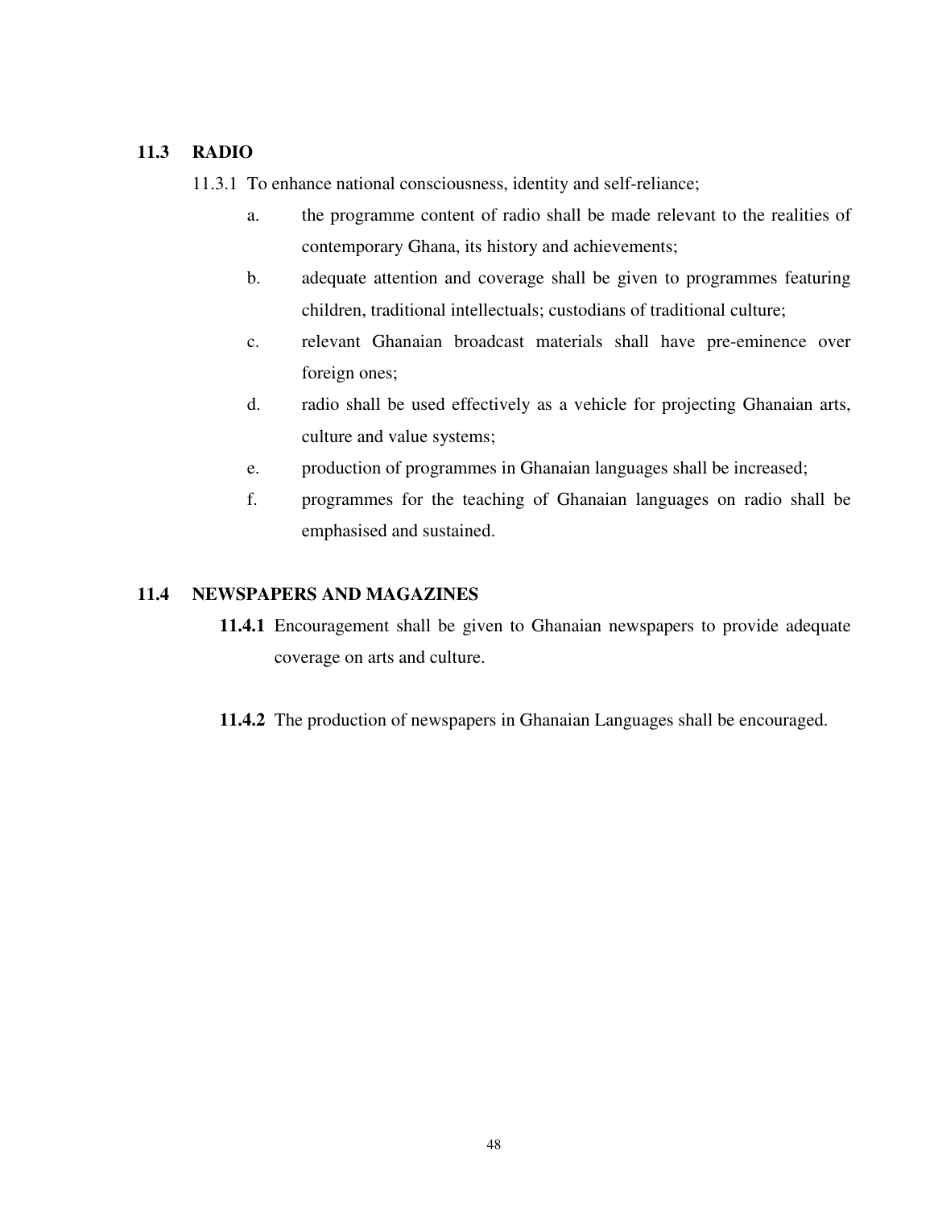## 11.3 RADIO

11.3.1 To enhance national consciousness, identity and self-reliance;

a. the programme content of radio shall be made relevant to the realities of contemporary Ghana, its history and achievements;

b. adequate attention and coverage shall be given to programmes featuring children, traditional intellectuals; custodians of traditional culture;

c. relevant Ghanaian broadcast materials shall have pre-eminence over foreign ones;

d. radio shall be used effectively as a vehicle for projecting Ghanaian arts, culture and value systems;

e. production of programmes in Ghanaian languages shall be increased;

f. programmes for the teaching of Ghanaian languages on radio shall be emphasised and sustained.

## 11.4 NEWSPAPERS AND MAGAZINES

**11.4.1** Encouragement shall be given to Ghanaian newspapers to provide adequate coverage on arts and culture.

**11.4.2** The production of newspapers in Ghanaian Languages shall be encouraged.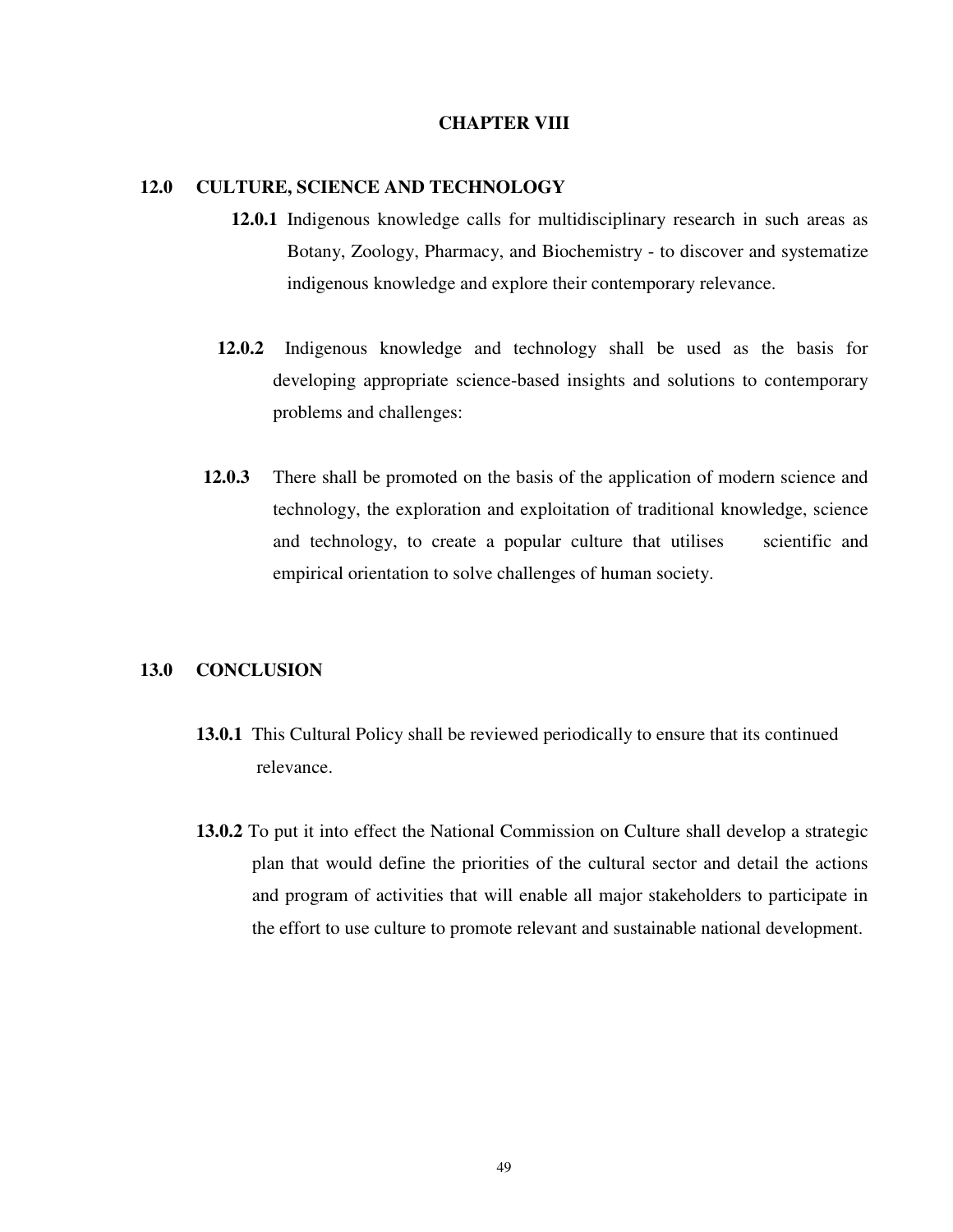## CHAPTER VIII

## 12.0 CULTURE, SCIENCE AND TECHNOLOGY

**12.0.1** Indigenous knowledge calls for multidisciplinary research in such areas as Botany, Zoology, Pharmacy, and Biochemistry - to discover and systematize indigenous knowledge and explore their contemporary relevance.

**12.0.2** Indigenous knowledge and technology shall be used as the basis for developing appropriate science-based insights and solutions to contemporary problems and challenges:

**12.0.3** There shall be promoted on the basis of the application of modern science and technology, the exploration and exploitation of traditional knowledge, science and technology, to create a popular culture that utilises scientific and empirical orientation to solve challenges of human society.

## 13.0 CONCLUSION

**13.0.1** This Cultural Policy shall be reviewed periodically to ensure that its continued relevance.

**13.0.2** To put it into effect the National Commission on Culture shall develop a strategic plan that would define the priorities of the cultural sector and detail the actions and program of activities that will enable all major stakeholders to participate in the effort to use culture to promote relevant and sustainable national development.